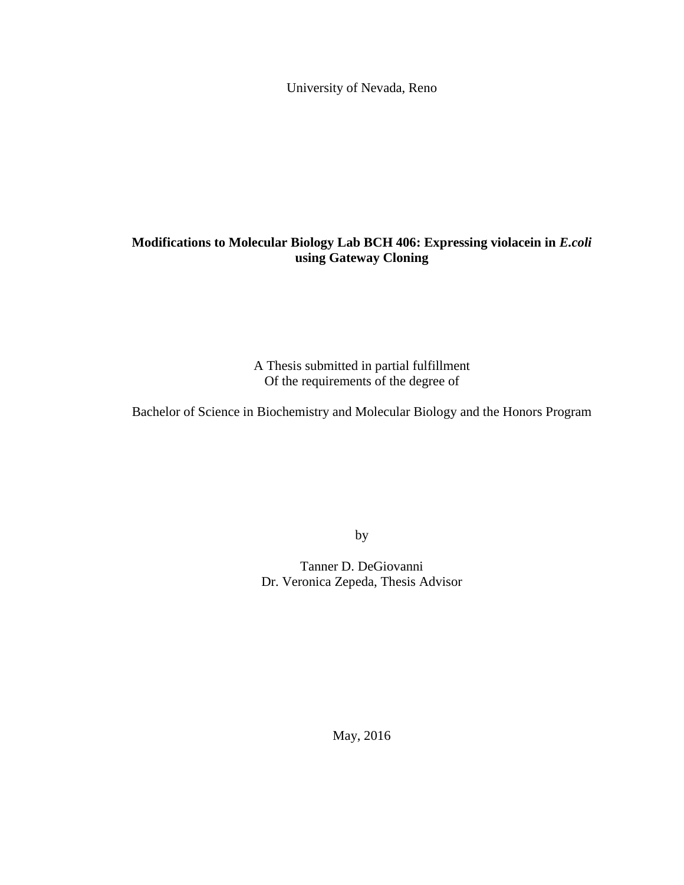University of Nevada, Reno

# Modifications to Molecular Biology Lab BCH 406: Expressing violacein in ***E.coli*** using Gateway Cloning

A Thesis submitted in partial fulfillment
Of the requirements of the degree of

Bachelor of Science in Biochemistry and Molecular Biology and the Honors Program

by

Tanner D. DeGiovanni
Dr. Veronica Zepeda, Thesis Advisor

May, 2016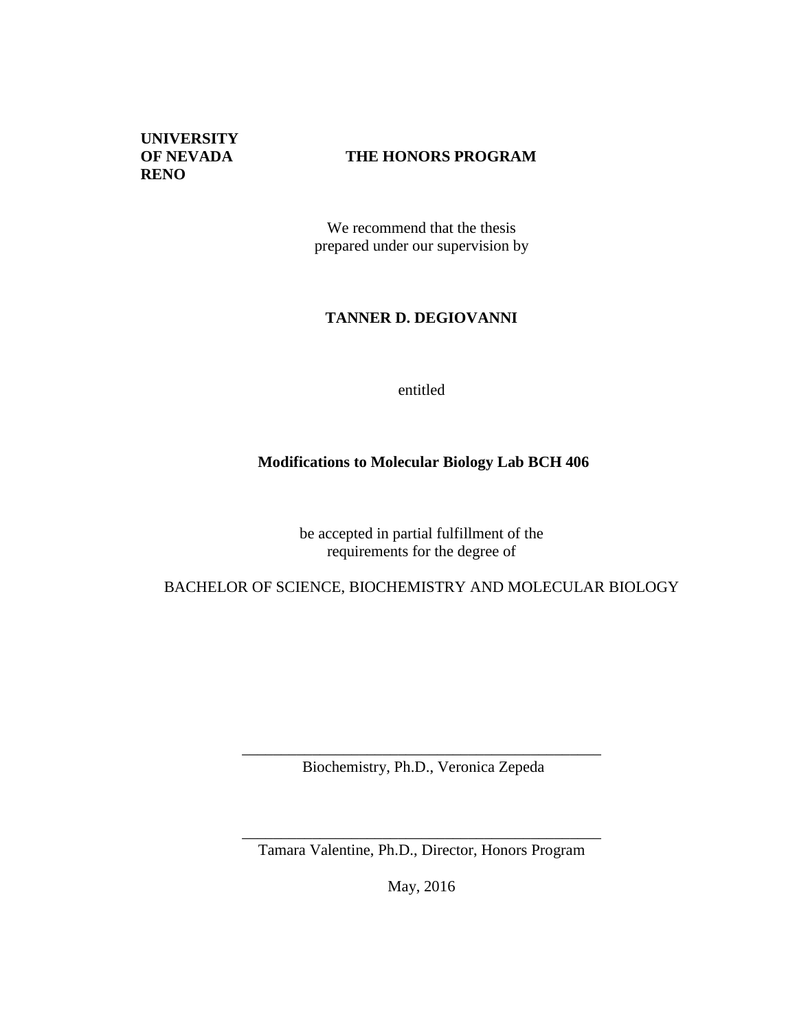**UNIVERSITY OF NEVADA RENO**

**THE HONORS PROGRAM**

We recommend that the thesis
prepared under our supervision by

**TANNER D. DEGIOVANNI**

entitled

**Modifications to Molecular Biology Lab BCH 406**

be accepted in partial fulfillment of the
requirements for the degree of

BACHELOR OF SCIENCE, BIOCHEMISTRY AND MOLECULAR BIOLOGY

\_\_\_\_\_\_\_\_\_\_\_\_\_\_\_\_\_\_\_\_\_\_\_\_\_\_\_\_\_\_\_\_\_\_\_\_\_\_\_\_\_\_\_\_\_\_

Biochemistry, Ph.D., Veronica Zepeda

\_\_\_\_\_\_\_\_\_\_\_\_\_\_\_\_\_\_\_\_\_\_\_\_\_\_\_\_\_\_\_\_\_\_\_\_\_\_\_\_\_\_\_\_\_\_

Tamara Valentine, Ph.D., Director, Honors Program

May, 2016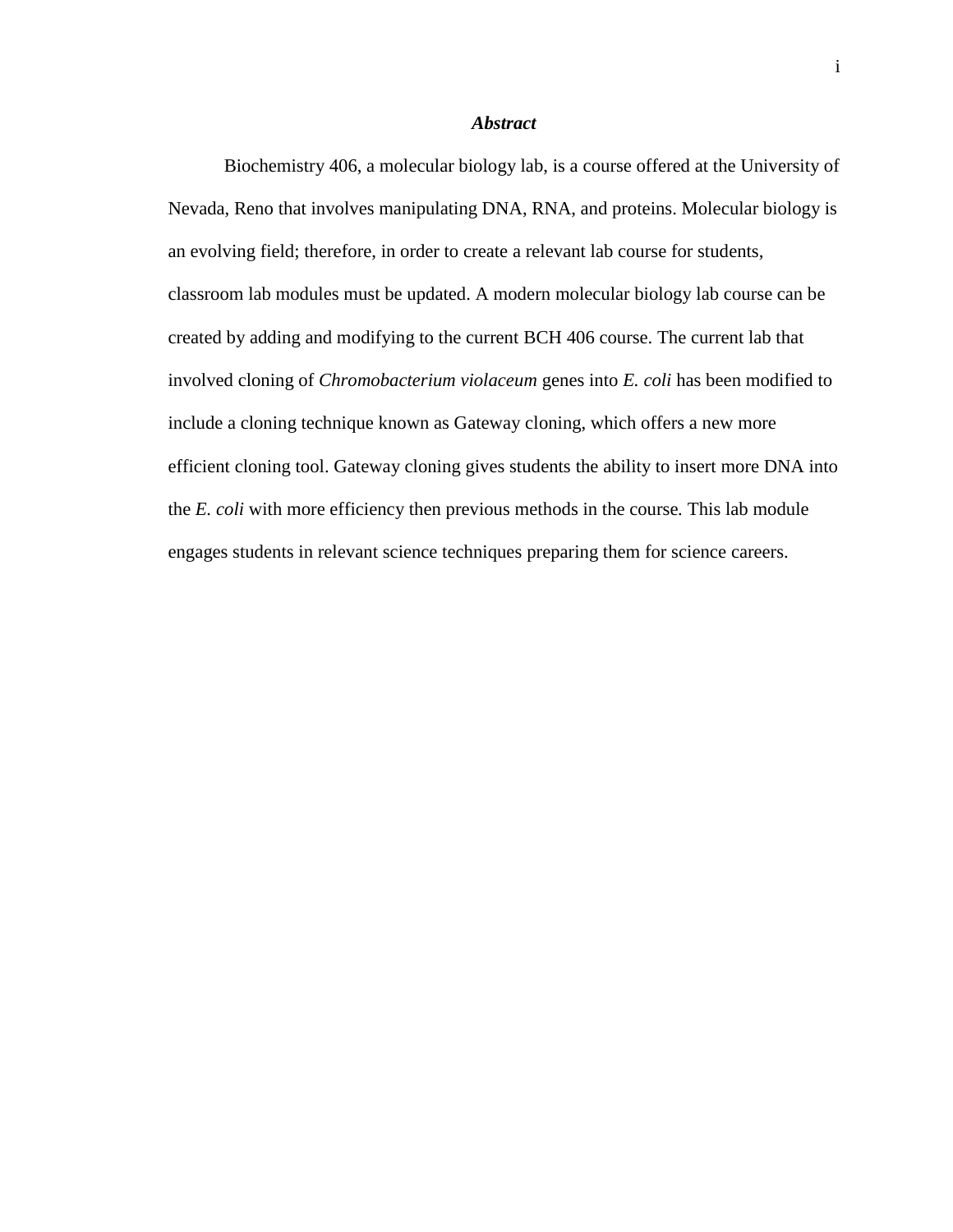## ***Abstract***

Biochemistry 406, a molecular biology lab, is a course offered at the University of Nevada, Reno that involves manipulating DNA, RNA, and proteins. Molecular biology is an evolving field; therefore, in order to create a relevant lab course for students, classroom lab modules must be updated. A modern molecular biology lab course can be created by adding and modifying to the current BCH 406 course. The current lab that involved cloning of *Chromobacterium violaceum* genes into *E. coli* has been modified to include a cloning technique known as Gateway cloning, which offers a new more efficient cloning tool. Gateway cloning gives students the ability to insert more DNA into the *E. coli* with more efficiency then previous methods in the course. This lab module engages students in relevant science techniques preparing them for science careers.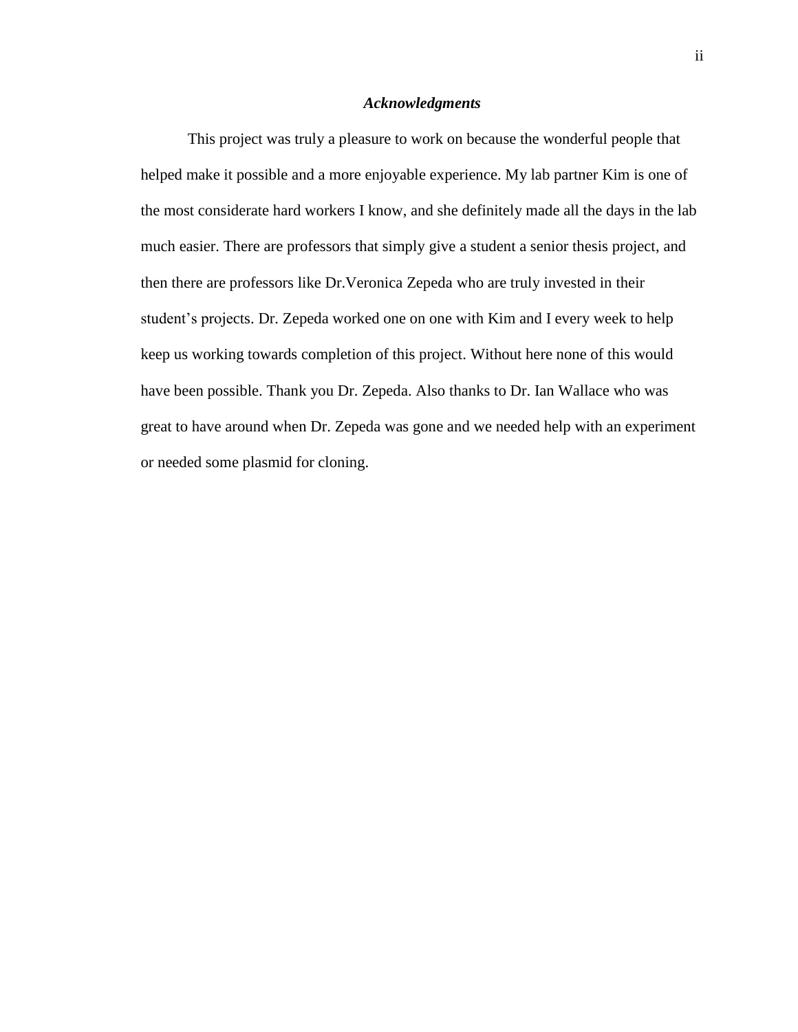## *Acknowledgments*

This project was truly a pleasure to work on because the wonderful people that helped make it possible and a more enjoyable experience. My lab partner Kim is one of the most considerate hard workers I know, and she definitely made all the days in the lab much easier. There are professors that simply give a student a senior thesis project, and then there are professors like Dr.Veronica Zepeda who are truly invested in their student's projects. Dr. Zepeda worked one on one with Kim and I every week to help keep us working towards completion of this project. Without here none of this would have been possible. Thank you Dr. Zepeda. Also thanks to Dr. Ian Wallace who was great to have around when Dr. Zepeda was gone and we needed help with an experiment or needed some plasmid for cloning.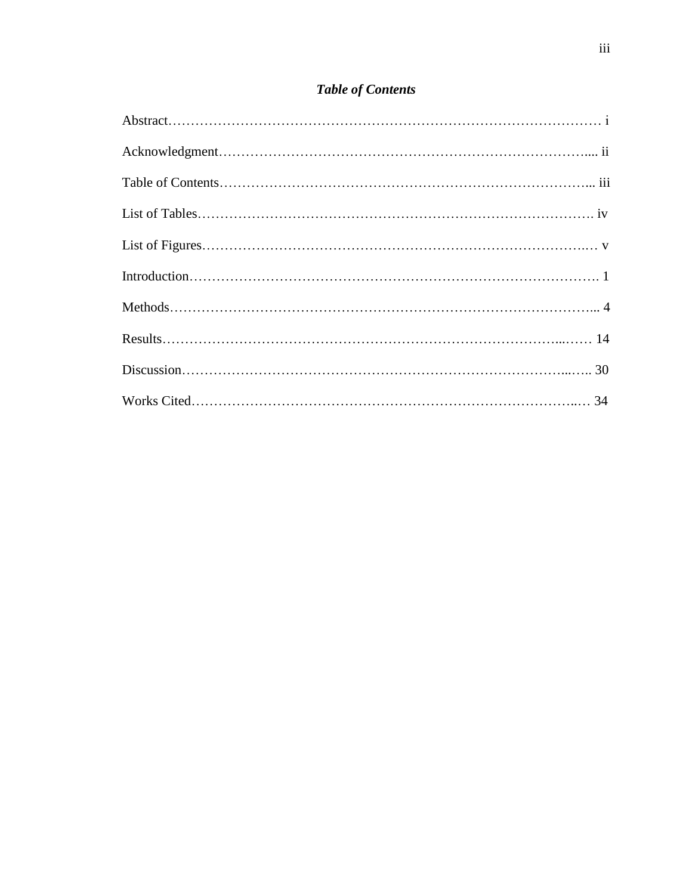## *Table of Contents*

Abstract………………………………………………………………………………… i

Acknowledgment………………………………………………………………….... ii

Table of Contents…………………………………………………………………... iii

List of Tables………………………………………………………………………. iv

List of Figures……………………………………………………………………..… v

Introduction………………………………………………………………………. 1

Methods……………………………………………………………………………... 4

Results…………………………………………………………………………...…… 14

Discussion…………………………………………………………………...….. 30

Works Cited……………………………………………………………………..… 34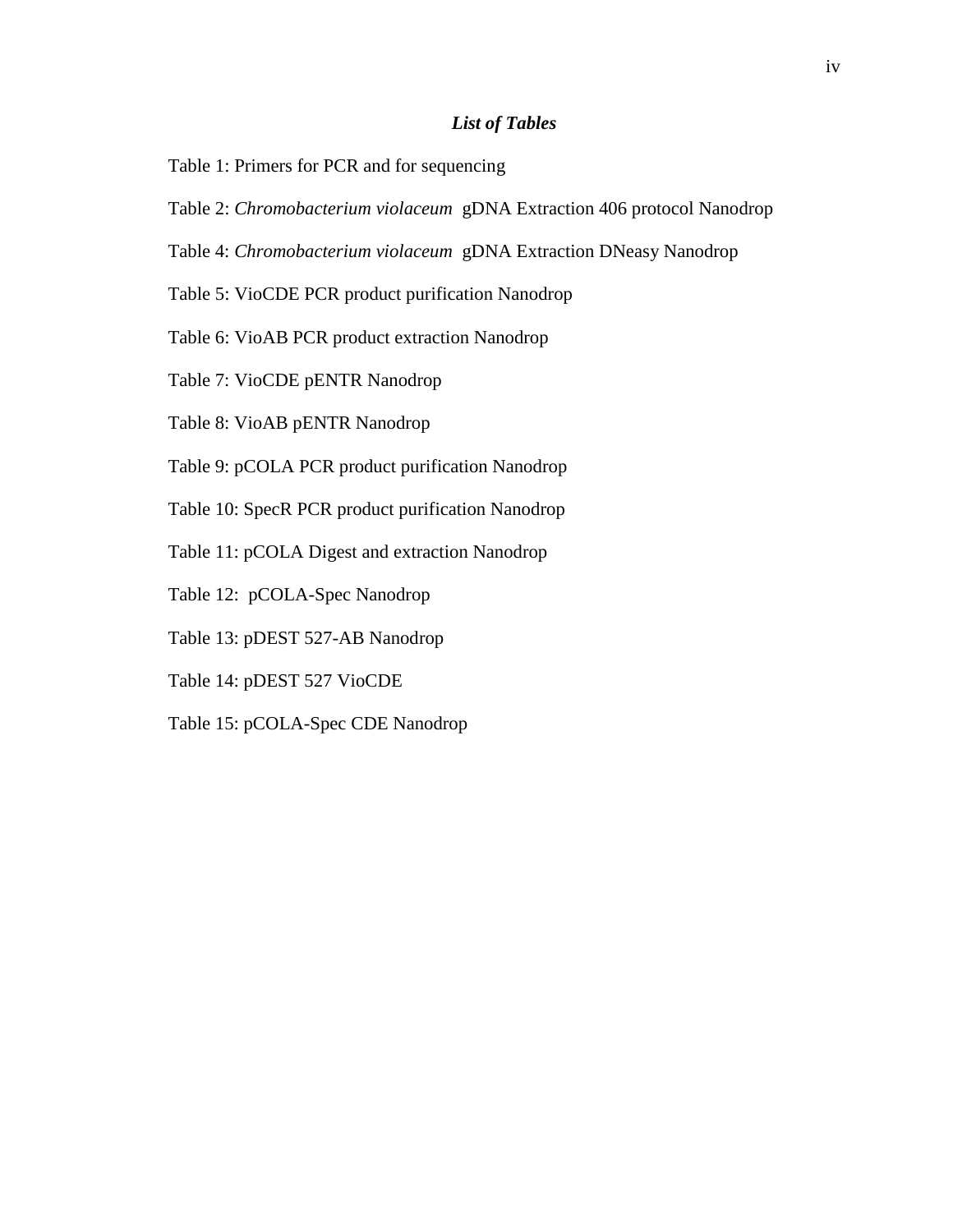## ***List of Tables***

Table 1: Primers for PCR and for sequencing

Table 2: *Chromobacterium violaceum* gDNA Extraction 406 protocol Nanodrop

Table 4: *Chromobacterium violaceum* gDNA Extraction DNeasy Nanodrop

Table 5: VioCDE PCR product purification Nanodrop

Table 6: VioAB PCR product extraction Nanodrop

Table 7: VioCDE pENTR Nanodrop

Table 8: VioAB pENTR Nanodrop

Table 9: pCOLA PCR product purification Nanodrop

Table 10: SpecR PCR product purification Nanodrop

Table 11: pCOLA Digest and extraction Nanodrop

Table 12: pCOLA-Spec Nanodrop

Table 13: pDEST 527-AB Nanodrop

Table 14: pDEST 527 VioCDE

Table 15: pCOLA-Spec CDE Nanodrop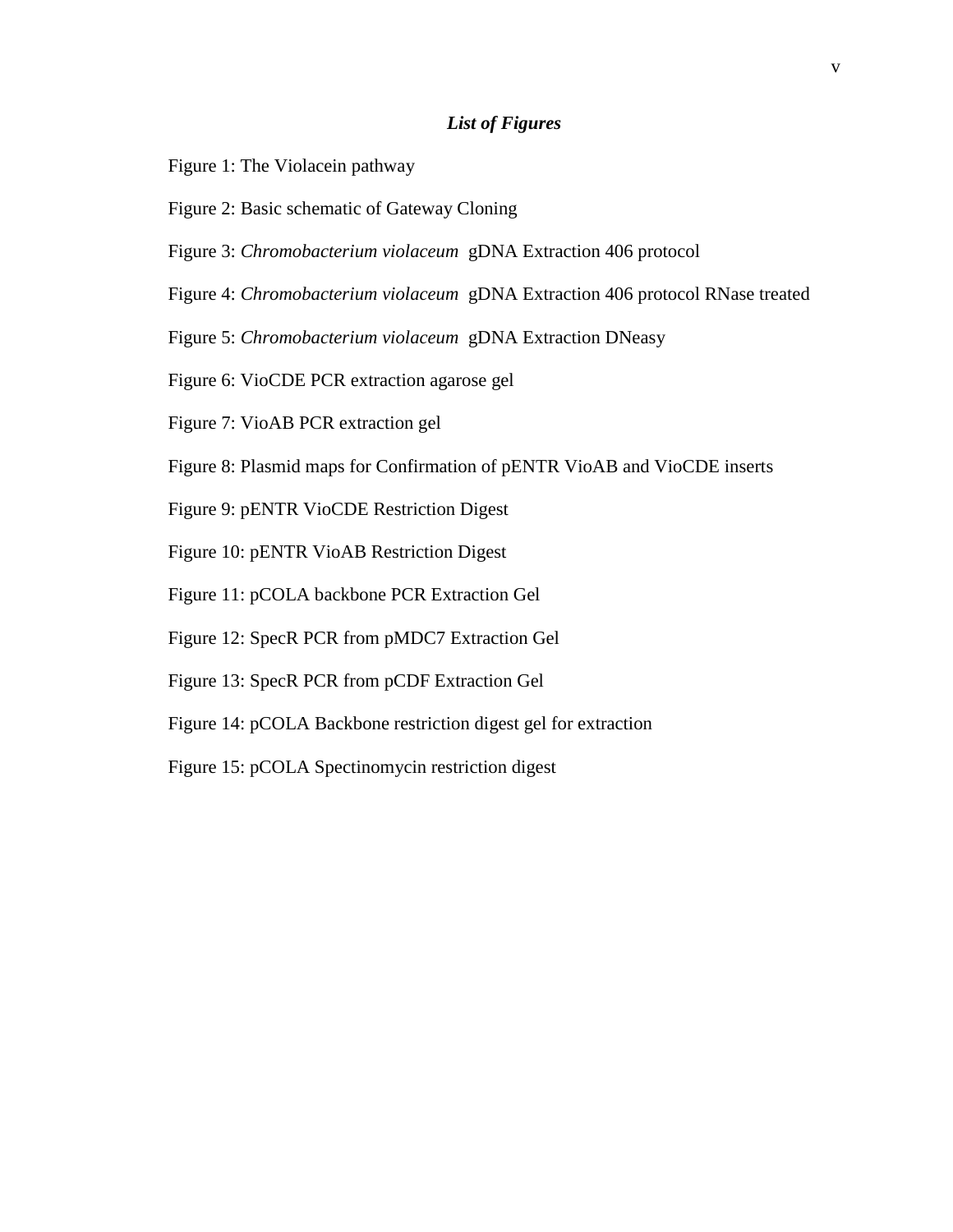## *List of Figures*

Figure 1: The Violacein pathway

Figure 2: Basic schematic of Gateway Cloning

Figure 3: *Chromobacterium violaceum* gDNA Extraction 406 protocol

Figure 4: *Chromobacterium violaceum* gDNA Extraction 406 protocol RNase treated

Figure 5: *Chromobacterium violaceum* gDNA Extraction DNeasy

Figure 6: VioCDE PCR extraction agarose gel

Figure 7: VioAB PCR extraction gel

Figure 8: Plasmid maps for Confirmation of pENTR VioAB and VioCDE inserts

Figure 9: pENTR VioCDE Restriction Digest

Figure 10: pENTR VioAB Restriction Digest

Figure 11: pCOLA backbone PCR Extraction Gel

Figure 12: SpecR PCR from pMDC7 Extraction Gel

Figure 13: SpecR PCR from pCDF Extraction Gel

Figure 14: pCOLA Backbone restriction digest gel for extraction

Figure 15: pCOLA Spectinomycin restriction digest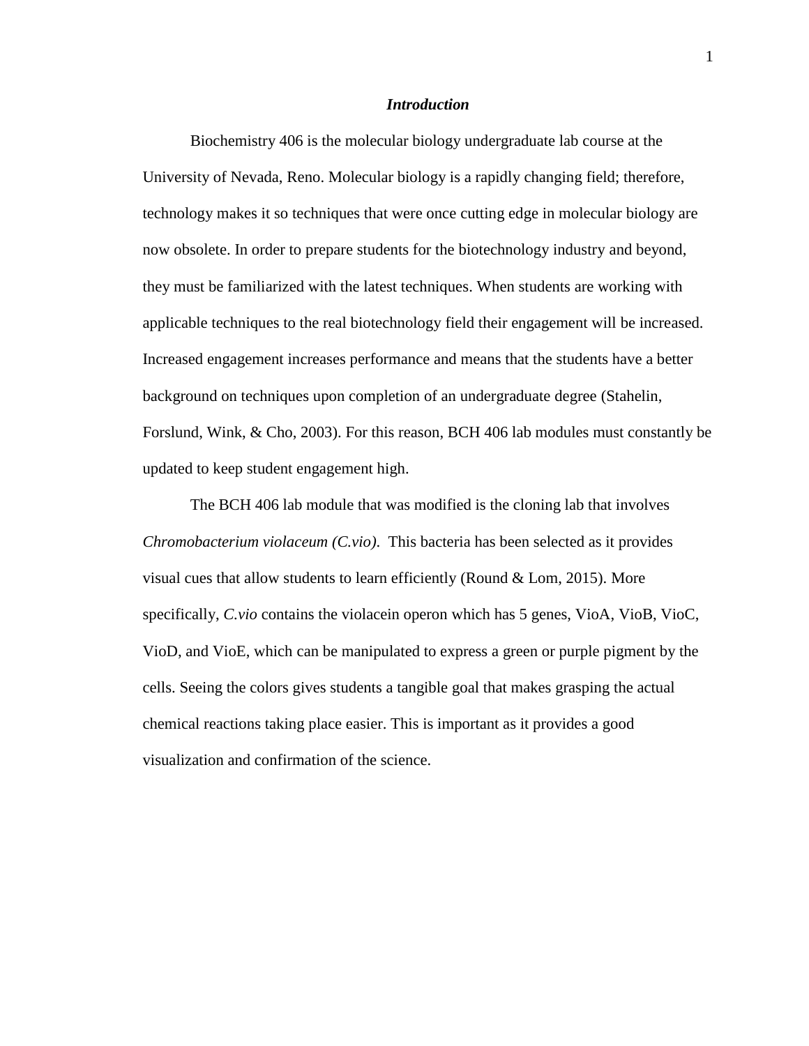# ***Introduction***

Biochemistry 406 is the molecular biology undergraduate lab course at the University of Nevada, Reno. Molecular biology is a rapidly changing field; therefore, technology makes it so techniques that were once cutting edge in molecular biology are now obsolete. In order to prepare students for the biotechnology industry and beyond, they must be familiarized with the latest techniques. When students are working with applicable techniques to the real biotechnology field their engagement will be increased. Increased engagement increases performance and means that the students have a better background on techniques upon completion of an undergraduate degree (Stahelin, Forslund, Wink, & Cho, 2003). For this reason, BCH 406 lab modules must constantly be updated to keep student engagement high.

The BCH 406 lab module that was modified is the cloning lab that involves *Chromobacterium violaceum (C.vio)*. This bacteria has been selected as it provides visual cues that allow students to learn efficiently (Round & Lom, 2015). More specifically, *C.vio* contains the violacein operon which has 5 genes, VioA, VioB, VioC, VioD, and VioE, which can be manipulated to express a green or purple pigment by the cells. Seeing the colors gives students a tangible goal that makes grasping the actual chemical reactions taking place easier. This is important as it provides a good visualization and confirmation of the science.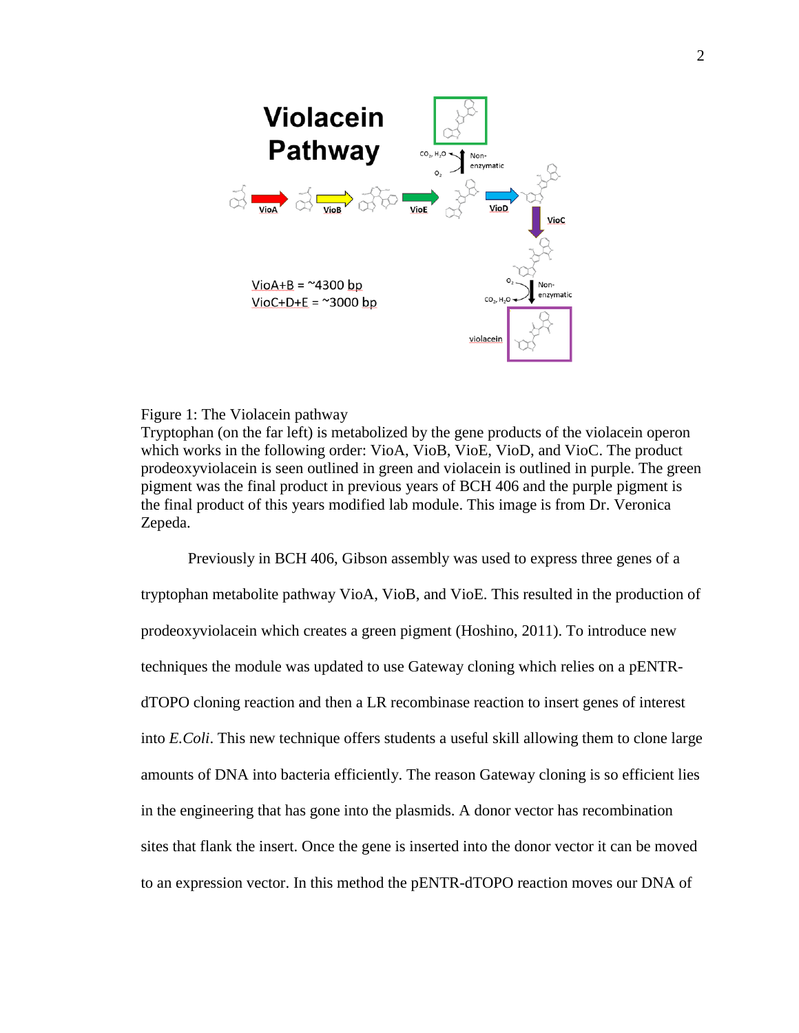Figure 1: The Violacein pathway
Tryptophan (on the far left) is metabolized by the gene products of the violacein operon which works in the following order: VioA, VioB, VioE, VioD, and VioC. The product prodeoxyviolacein is seen outlined in green and violacein is outlined in purple. The green pigment was the final product in previous years of BCH 406 and the purple pigment is the final product of this years modified lab module. This image is from Dr. Veronica Zepeda.

Previously in BCH 406, Gibson assembly was used to express three genes of a tryptophan metabolite pathway VioA, VioB, and VioE. This resulted in the production of prodeoxyviolacein which creates a green pigment (Hoshino, 2011). To introduce new techniques the module was updated to use Gateway cloning which relies on a pENTR-dTOPO cloning reaction and then a LR recombinase reaction to insert genes of interest into *E.Coli*. This new technique offers students a useful skill allowing them to clone large amounts of DNA into bacteria efficiently. The reason Gateway cloning is so efficient lies in the engineering that has gone into the plasmids. A donor vector has recombination sites that flank the insert. Once the gene is inserted into the donor vector it can be moved to an expression vector. In this method the pENTR-dTOPO reaction moves our DNA of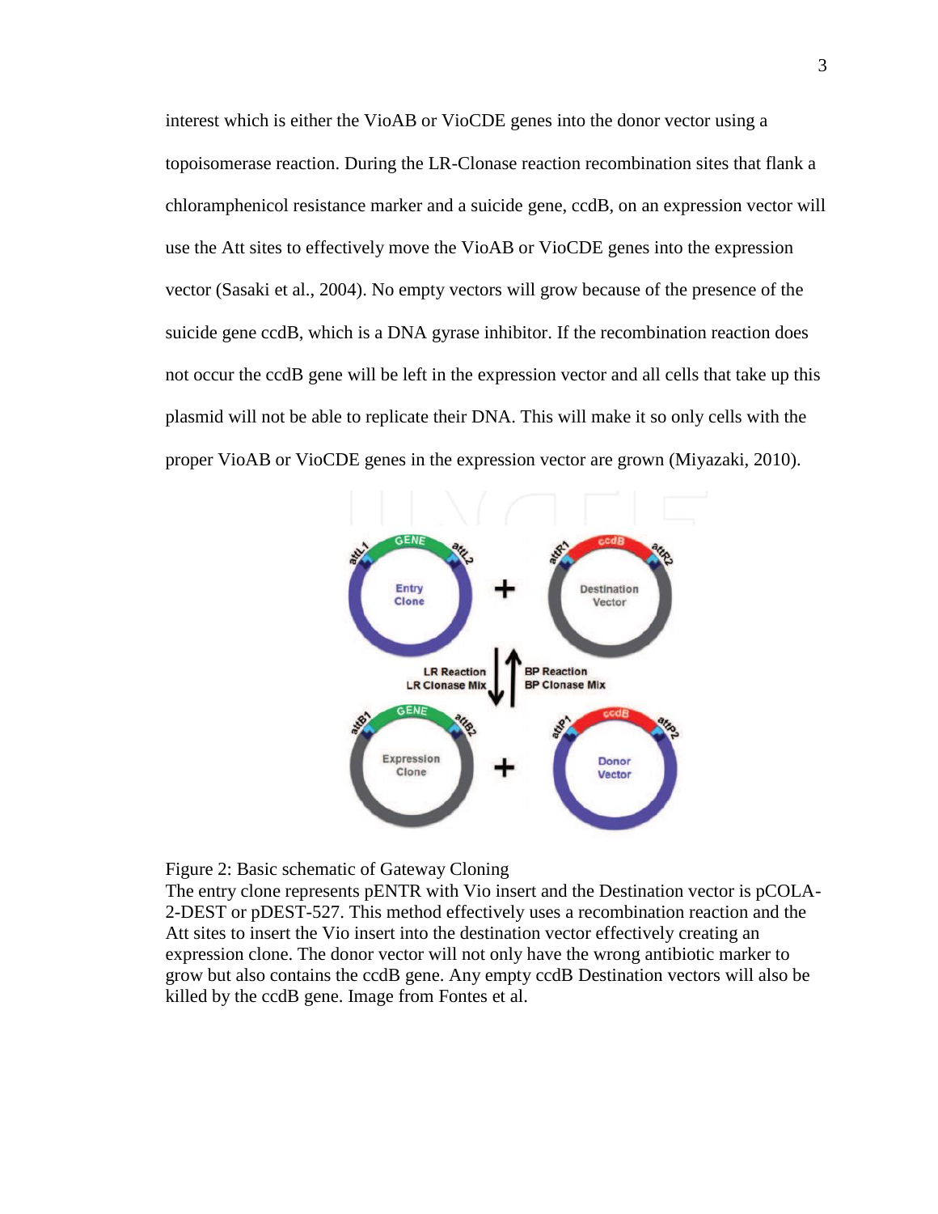interest which is either the VioAB or VioCDE genes into the donor vector using a topoisomerase reaction. During the LR-Clonase reaction recombination sites that flank a chloramphenicol resistance marker and a suicide gene, ccdB, on an expression vector will use the Att sites to effectively move the VioAB or VioCDE genes into the expression vector (Sasaki et al., 2004). No empty vectors will grow because of the presence of the suicide gene ccdB, which is a DNA gyrase inhibitor. If the recombination reaction does not occur the ccdB gene will be left in the expression vector and all cells that take up this plasmid will not be able to replicate their DNA. This will make it so only cells with the proper VioAB or VioCDE genes in the expression vector are grown (Miyazaki, 2010).

Figure 2: Basic schematic of Gateway Cloning
The entry clone represents pENTR with Vio insert and the Destination vector is pCOLA-2-DEST or pDEST-527. This method effectively uses a recombination reaction and the Att sites to insert the Vio insert into the destination vector effectively creating an expression clone. The donor vector will not only have the wrong antibiotic marker to grow but also contains the ccdB gene. Any empty ccdB Destination vectors will also be killed by the ccdB gene. Image from Fontes et al.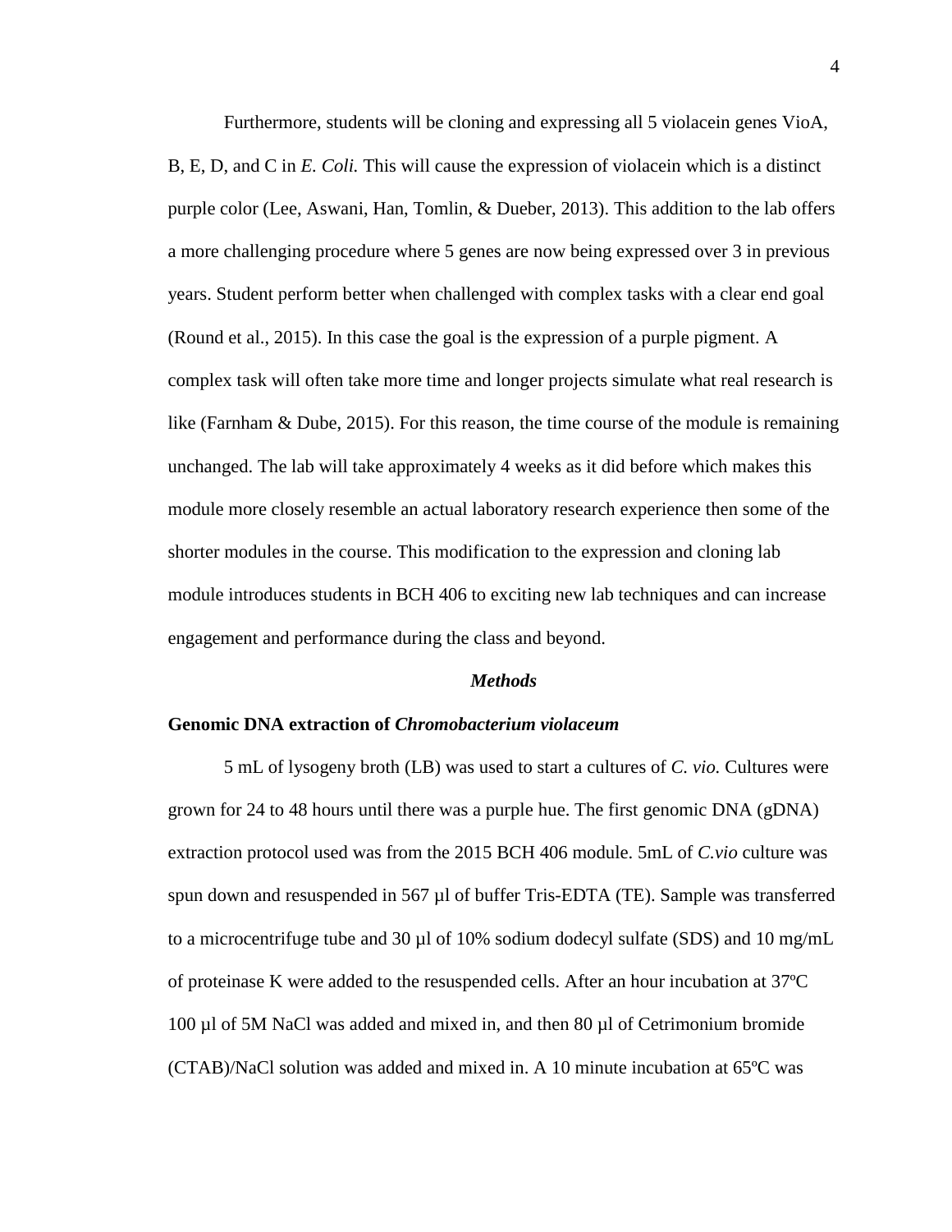Furthermore, students will be cloning and expressing all 5 violacein genes VioA, B, E, D, and C in *E. Coli.* This will cause the expression of violacein which is a distinct purple color (Lee, Aswani, Han, Tomlin, & Dueber, 2013). This addition to the lab offers a more challenging procedure where 5 genes are now being expressed over 3 in previous years. Student perform better when challenged with complex tasks with a clear end goal (Round et al., 2015). In this case the goal is the expression of a purple pigment. A complex task will often take more time and longer projects simulate what real research is like (Farnham & Dube, 2015). For this reason, the time course of the module is remaining unchanged. The lab will take approximately 4 weeks as it did before which makes this module more closely resemble an actual laboratory research experience then some of the shorter modules in the course. This modification to the expression and cloning lab module introduces students in BCH 406 to exciting new lab techniques and can increase engagement and performance during the class and beyond.

## *Methods*

### Genomic DNA extraction of *Chromobacterium violaceum*

5 mL of lysogeny broth (LB) was used to start a cultures of *C. vio.* Cultures were grown for 24 to 48 hours until there was a purple hue. The first genomic DNA (gDNA) extraction protocol used was from the 2015 BCH 406 module. 5mL of *C.vio* culture was spun down and resuspended in 567 µl of buffer Tris-EDTA (TE). Sample was transferred to a microcentrifuge tube and 30 µl of 10% sodium dodecyl sulfate (SDS) and 10 mg/mL of proteinase K were added to the resuspended cells. After an hour incubation at 37ºC 100 µl of 5M NaCl was added and mixed in, and then 80 µl of Cetrimonium bromide (CTAB)/NaCl solution was added and mixed in. A 10 minute incubation at 65ºC was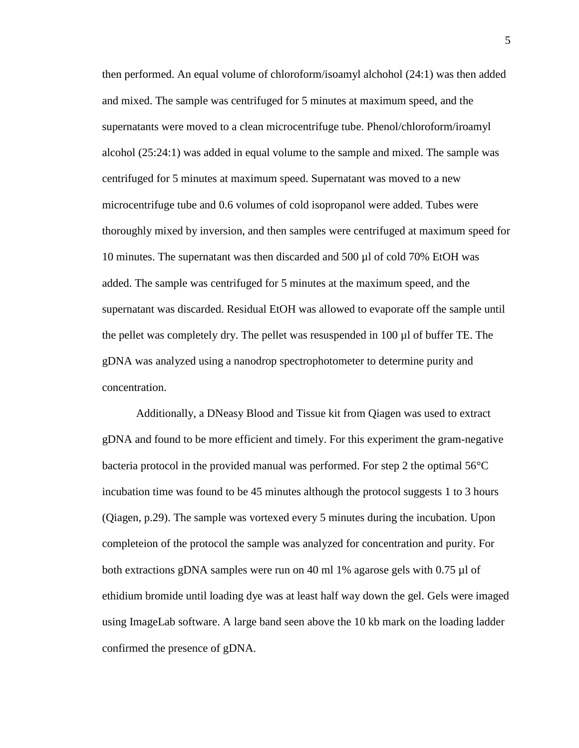then performed. An equal volume of chloroform/isoamyl alchohol (24:1) was then added and mixed. The sample was centrifuged for 5 minutes at maximum speed, and the supernatants were moved to a clean microcentrifuge tube. Phenol/chloroform/iroamyl alcohol (25:24:1) was added in equal volume to the sample and mixed. The sample was centrifuged for 5 minutes at maximum speed. Supernatant was moved to a new microcentrifuge tube and 0.6 volumes of cold isopropanol were added. Tubes were thoroughly mixed by inversion, and then samples were centrifuged at maximum speed for 10 minutes. The supernatant was then discarded and 500 µl of cold 70% EtOH was added. The sample was centrifuged for 5 minutes at the maximum speed, and the supernatant was discarded. Residual EtOH was allowed to evaporate off the sample until the pellet was completely dry. The pellet was resuspended in 100 µl of buffer TE. The gDNA was analyzed using a nanodrop spectrophotometer to determine purity and concentration.

Additionally, a DNeasy Blood and Tissue kit from Qiagen was used to extract gDNA and found to be more efficient and timely. For this experiment the gram-negative bacteria protocol in the provided manual was performed. For step 2 the optimal 56°C incubation time was found to be 45 minutes although the protocol suggests 1 to 3 hours (Qiagen, p.29). The sample was vortexed every 5 minutes during the incubation. Upon completeion of the protocol the sample was analyzed for concentration and purity. For both extractions gDNA samples were run on 40 ml 1% agarose gels with 0.75 µl of ethidium bromide until loading dye was at least half way down the gel. Gels were imaged using ImageLab software. A large band seen above the 10 kb mark on the loading ladder confirmed the presence of gDNA.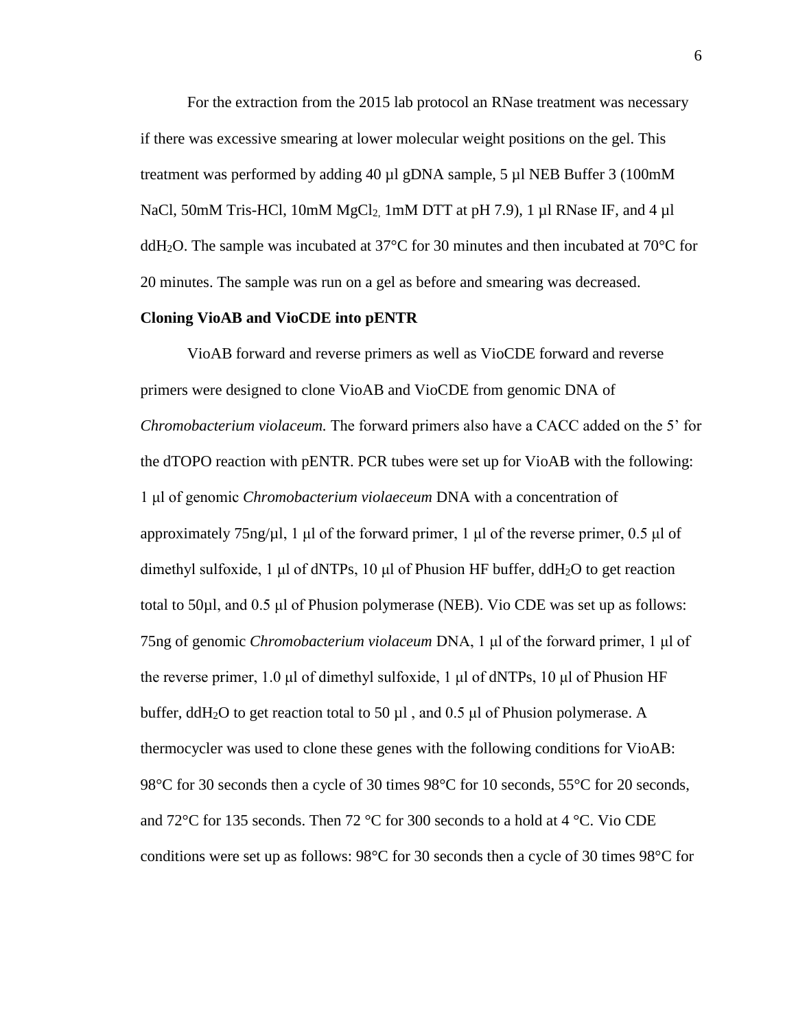For the extraction from the 2015 lab protocol an RNase treatment was necessary if there was excessive smearing at lower molecular weight positions on the gel. This treatment was performed by adding 40 µl gDNA sample, 5 µl NEB Buffer 3 (100mM NaCl, 50mM Tris-HCl, 10mM $MgCl_2$, 1mM DTT at pH 7.9), 1 µl RNase IF, and 4 µl $ddH_2O$. The sample was incubated at 37°C for 30 minutes and then incubated at 70°C for 20 minutes. The sample was run on a gel as before and smearing was decreased.

**Cloning VioAB and VioCDE into pENTR**

VioAB forward and reverse primers as well as VioCDE forward and reverse primers were designed to clone VioAB and VioCDE from genomic DNA of *Chromobacterium violaceum.* The forward primers also have a CACC added on the 5' for the dTOPO reaction with pENTR. PCR tubes were set up for VioAB with the following: 1 µl of genomic *Chromobacterium violaeceum* DNA with a concentration of approximately 75ng/µl, 1 µl of the forward primer, 1 µl of the reverse primer, 0.5 µl of dimethyl sulfoxide, 1 µl of dNTPs, 10 µl of Phusion HF buffer, $ddH_2O$ to get reaction total to 50µl, and 0.5 µl of Phusion polymerase (NEB). Vio CDE was set up as follows: 75ng of genomic *Chromobacterium violaceum* DNA, 1 µl of the forward primer, 1 µl of the reverse primer, 1.0 µl of dimethyl sulfoxide, 1 µl of dNTPs, 10 µl of Phusion HF buffer, $ddH_2O$ to get reaction total to 50 µl , and 0.5 µl of Phusion polymerase. A thermocycler was used to clone these genes with the following conditions for VioAB: 98°C for 30 seconds then a cycle of 30 times 98°C for 10 seconds, 55°C for 20 seconds, and 72°C for 135 seconds. Then 72 °C for 300 seconds to a hold at 4 °C. Vio CDE conditions were set up as follows: 98°C for 30 seconds then a cycle of 30 times 98°C for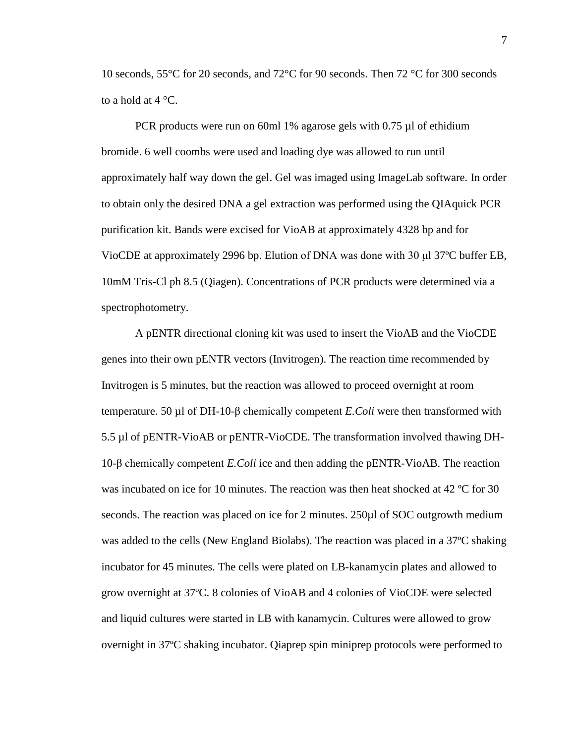10 seconds, 55°C for 20 seconds, and 72°C for 90 seconds. Then 72 °C for 300 seconds to a hold at 4 °C.

PCR products were run on 60ml 1% agarose gels with 0.75 µl of ethidium bromide. 6 well coombs were used and loading dye was allowed to run until approximately half way down the gel. Gel was imaged using ImageLab software. In order to obtain only the desired DNA a gel extraction was performed using the QIAquick PCR purification kit. Bands were excised for VioAB at approximately 4328 bp and for VioCDE at approximately 2996 bp. Elution of DNA was done with 30 µl 37ºC buffer EB, 10mM Tris-Cl ph 8.5 (Qiagen). Concentrations of PCR products were determined via a spectrophotometry.

A pENTR directional cloning kit was used to insert the VioAB and the VioCDE genes into their own pENTR vectors (Invitrogen). The reaction time recommended by Invitrogen is 5 minutes, but the reaction was allowed to proceed overnight at room temperature. 50 µl of DH-10-β chemically competent *E.Coli* were then transformed with 5.5 µl of pENTR-VioAB or pENTR-VioCDE. The transformation involved thawing DH-10-β chemically competent *E.Coli* ice and then adding the pENTR-VioAB. The reaction was incubated on ice for 10 minutes. The reaction was then heat shocked at 42 ºC for 30 seconds. The reaction was placed on ice for 2 minutes. 250µl of SOC outgrowth medium was added to the cells (New England Biolabs). The reaction was placed in a 37ºC shaking incubator for 45 minutes. The cells were plated on LB-kanamycin plates and allowed to grow overnight at 37ºC. 8 colonies of VioAB and 4 colonies of VioCDE were selected and liquid cultures were started in LB with kanamycin. Cultures were allowed to grow overnight in 37ºC shaking incubator. Qiaprep spin miniprep protocols were performed to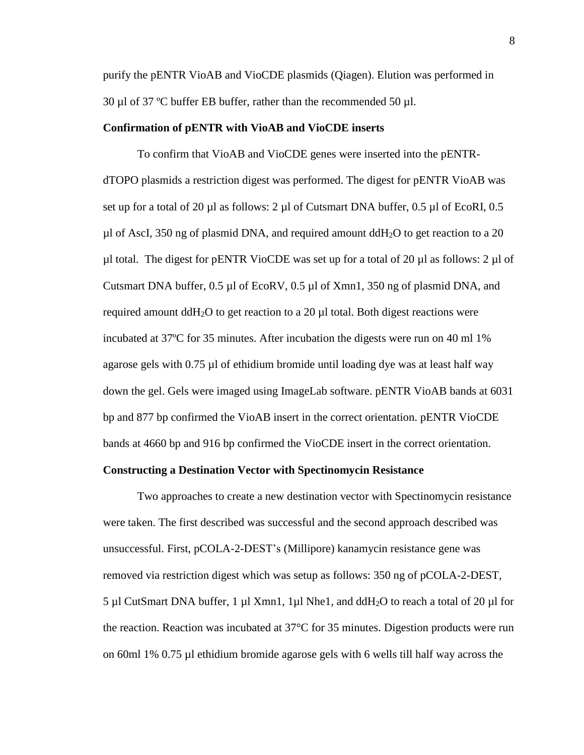purify the pENTR VioAB and VioCDE plasmids (Qiagen). Elution was performed in 30 µl of 37 ºC buffer EB buffer, rather than the recommended 50 µl.

**Confirmation of pENTR with VioAB and VioCDE inserts**

To confirm that VioAB and VioCDE genes were inserted into the pENTR-dTOPO plasmids a restriction digest was performed. The digest for pENTR VioAB was set up for a total of 20 µl as follows: 2 µl of Cutsmart DNA buffer, 0.5 µl of EcoRI, 0.5 µl of AscI, 350 ng of plasmid DNA, and required amount $ddH_2O$ to get reaction to a 20 µl total. The digest for pENTR VioCDE was set up for a total of 20 µl as follows: 2 µl of Cutsmart DNA buffer, 0.5 µl of EcoRV, 0.5 µl of Xmn1, 350 ng of plasmid DNA, and required amount $ddH_2O$ to get reaction to a 20 µl total. Both digest reactions were incubated at 37ºC for 35 minutes. After incubation the digests were run on 40 ml 1% agarose gels with 0.75 µl of ethidium bromide until loading dye was at least half way down the gel. Gels were imaged using ImageLab software. pENTR VioAB bands at 6031 bp and 877 bp confirmed the VioAB insert in the correct orientation. pENTR VioCDE bands at 4660 bp and 916 bp confirmed the VioCDE insert in the correct orientation.

**Constructing a Destination Vector with Spectinomycin Resistance**

Two approaches to create a new destination vector with Spectinomycin resistance were taken. The first described was successful and the second approach described was unsuccessful. First, pCOLA-2-DEST's (Millipore) kanamycin resistance gene was removed via restriction digest which was setup as follows: 350 ng of pCOLA-2-DEST, 5 µl CutSmart DNA buffer, 1 µl Xmn1, 1µl Nhe1, and $ddH_2O$ to reach a total of 20 µl for the reaction. Reaction was incubated at 37°C for 35 minutes. Digestion products were run on 60ml 1% 0.75 µl ethidium bromide agarose gels with 6 wells till half way across the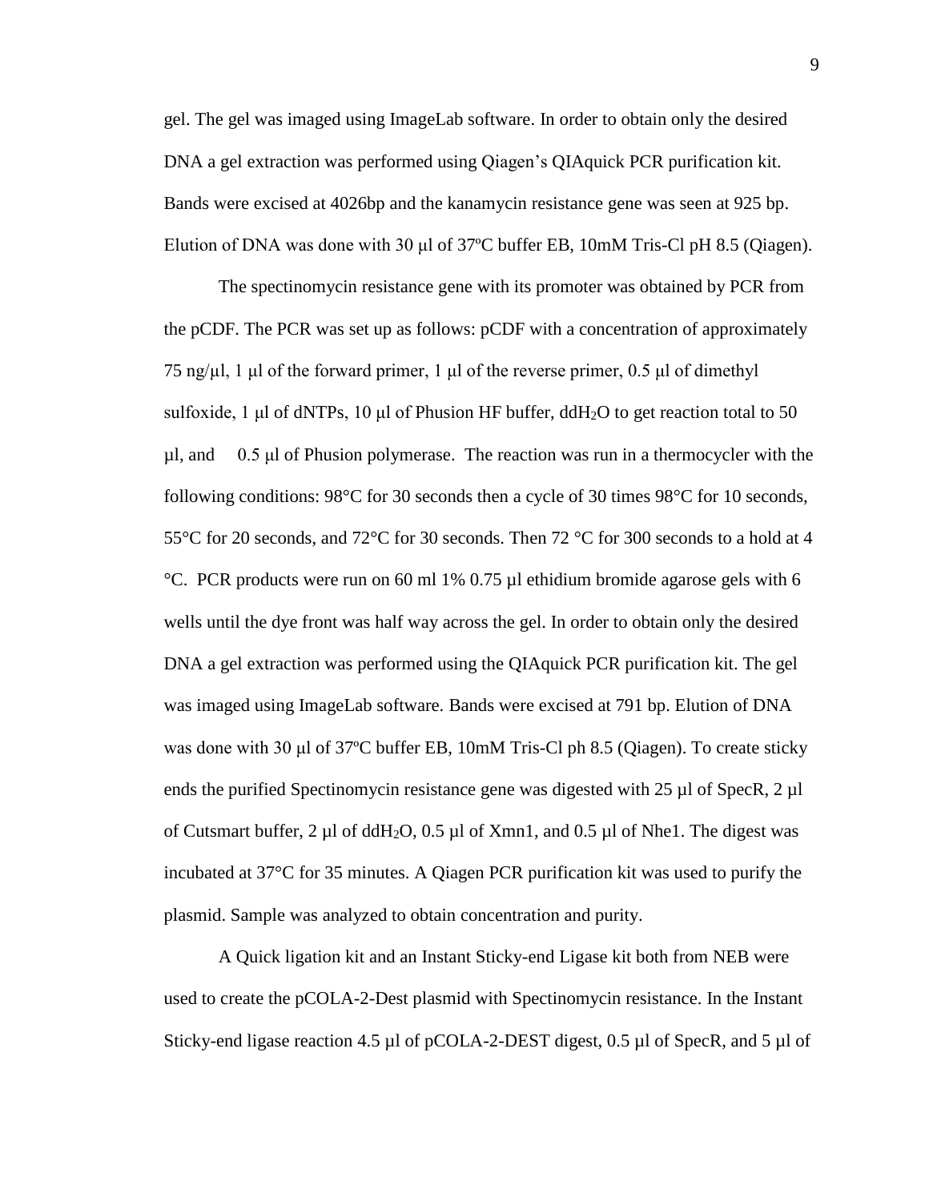gel. The gel was imaged using ImageLab software. In order to obtain only the desired DNA a gel extraction was performed using Qiagen's QIAquick PCR purification kit. Bands were excised at 4026bp and the kanamycin resistance gene was seen at 925 bp. Elution of DNA was done with 30 μl of 37ºC buffer EB, 10mM Tris-Cl pH 8.5 (Qiagen).

The spectinomycin resistance gene with its promoter was obtained by PCR from the pCDF. The PCR was set up as follows: pCDF with a concentration of approximately 75 ng/μl, 1 μl of the forward primer, 1 μl of the reverse primer, 0.5 μl of dimethyl sulfoxide, 1 μl of dNTPs, 10 μl of Phusion HF buffer, $ddH_2O$ to get reaction total to 50 μl, and 0.5 μl of Phusion polymerase. The reaction was run in a thermocycler with the following conditions: 98°C for 30 seconds then a cycle of 30 times 98°C for 10 seconds, 55°C for 20 seconds, and 72°C for 30 seconds. Then 72 °C for 300 seconds to a hold at 4 °C. PCR products were run on 60 ml 1% 0.75 µl ethidium bromide agarose gels with 6 wells until the dye front was half way across the gel. In order to obtain only the desired DNA a gel extraction was performed using the QIAquick PCR purification kit. The gel was imaged using ImageLab software. Bands were excised at 791 bp. Elution of DNA was done with 30 μl of 37ºC buffer EB, 10mM Tris-Cl ph 8.5 (Qiagen). To create sticky ends the purified Spectinomycin resistance gene was digested with 25 µl of SpecR, 2 µl of Cutsmart buffer, 2 µl of $ddH_2O$, 0.5 µl of Xmn1, and 0.5 µl of Nhe1. The digest was incubated at 37°C for 35 minutes. A Qiagen PCR purification kit was used to purify the plasmid. Sample was analyzed to obtain concentration and purity.

A Quick ligation kit and an Instant Sticky-end Ligase kit both from NEB were used to create the pCOLA-2-Dest plasmid with Spectinomycin resistance. In the Instant Sticky-end ligase reaction 4.5 µl of pCOLA-2-DEST digest, 0.5 µl of SpecR, and 5 µl of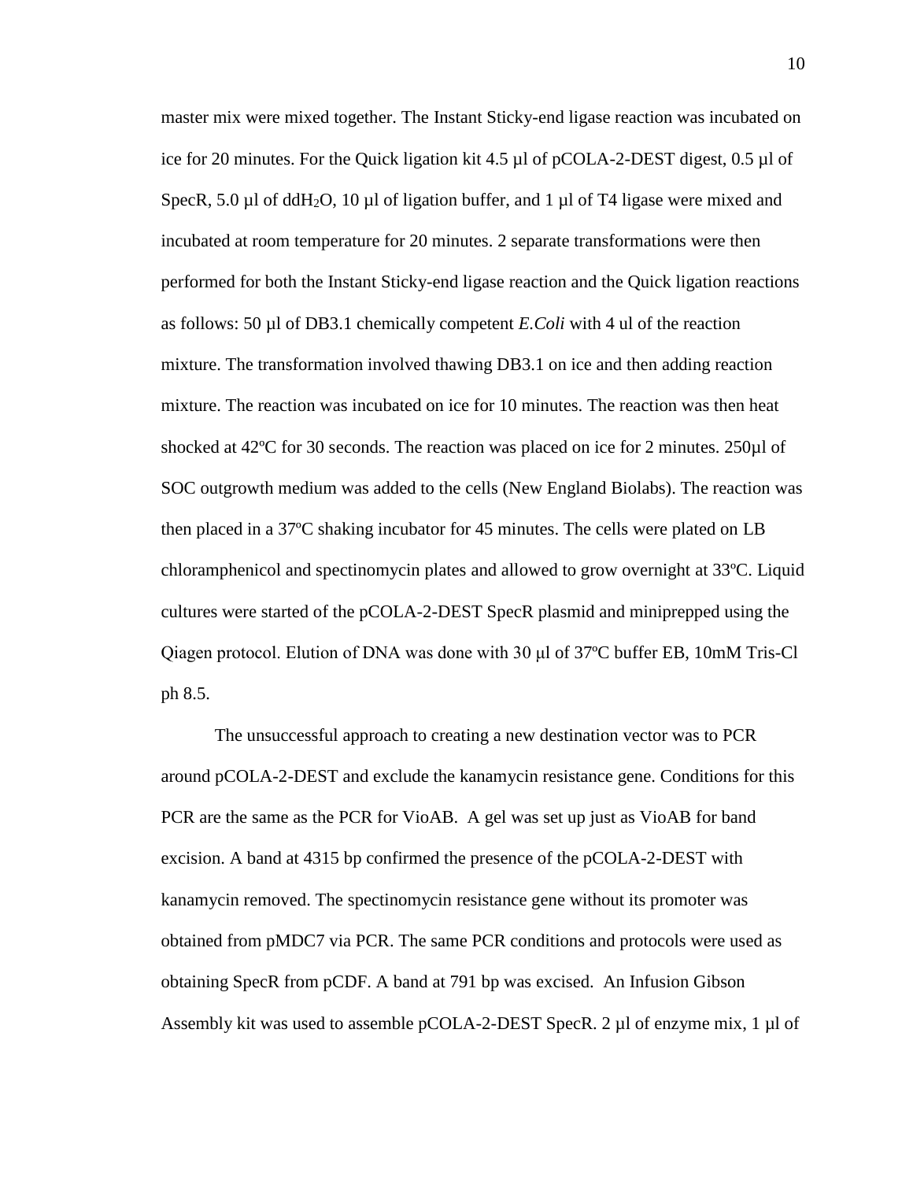master mix were mixed together. The Instant Sticky-end ligase reaction was incubated on ice for 20 minutes. For the Quick ligation kit 4.5 µl of pCOLA-2-DEST digest, 0.5 µl of SpecR, 5.0 µl of dd$H_2O$, 10 µl of ligation buffer, and 1 µl of T4 ligase were mixed and incubated at room temperature for 20 minutes. 2 separate transformations were then performed for both the Instant Sticky-end ligase reaction and the Quick ligation reactions as follows: 50 µl of DB3.1 chemically competent *E.Coli* with 4 ul of the reaction mixture. The transformation involved thawing DB3.1 on ice and then adding reaction mixture. The reaction was incubated on ice for 10 minutes. The reaction was then heat shocked at 42ºC for 30 seconds. The reaction was placed on ice for 2 minutes. 250µl of SOC outgrowth medium was added to the cells (New England Biolabs). The reaction was then placed in a 37ºC shaking incubator for 45 minutes. The cells were plated on LB chloramphenicol and spectinomycin plates and allowed to grow overnight at 33ºC. Liquid cultures were started of the pCOLA-2-DEST SpecR plasmid and miniprepped using the Qiagen protocol. Elution of DNA was done with 30 µl of 37ºC buffer EB, 10mM Tris-Cl ph 8.5.

The unsuccessful approach to creating a new destination vector was to PCR around pCOLA-2-DEST and exclude the kanamycin resistance gene. Conditions for this PCR are the same as the PCR for VioAB. A gel was set up just as VioAB for band excision. A band at 4315 bp confirmed the presence of the pCOLA-2-DEST with kanamycin removed. The spectinomycin resistance gene without its promoter was obtained from pMDC7 via PCR. The same PCR conditions and protocols were used as obtaining SpecR from pCDF. A band at 791 bp was excised. An Infusion Gibson Assembly kit was used to assemble pCOLA-2-DEST SpecR. 2 µl of enzyme mix, 1 µl of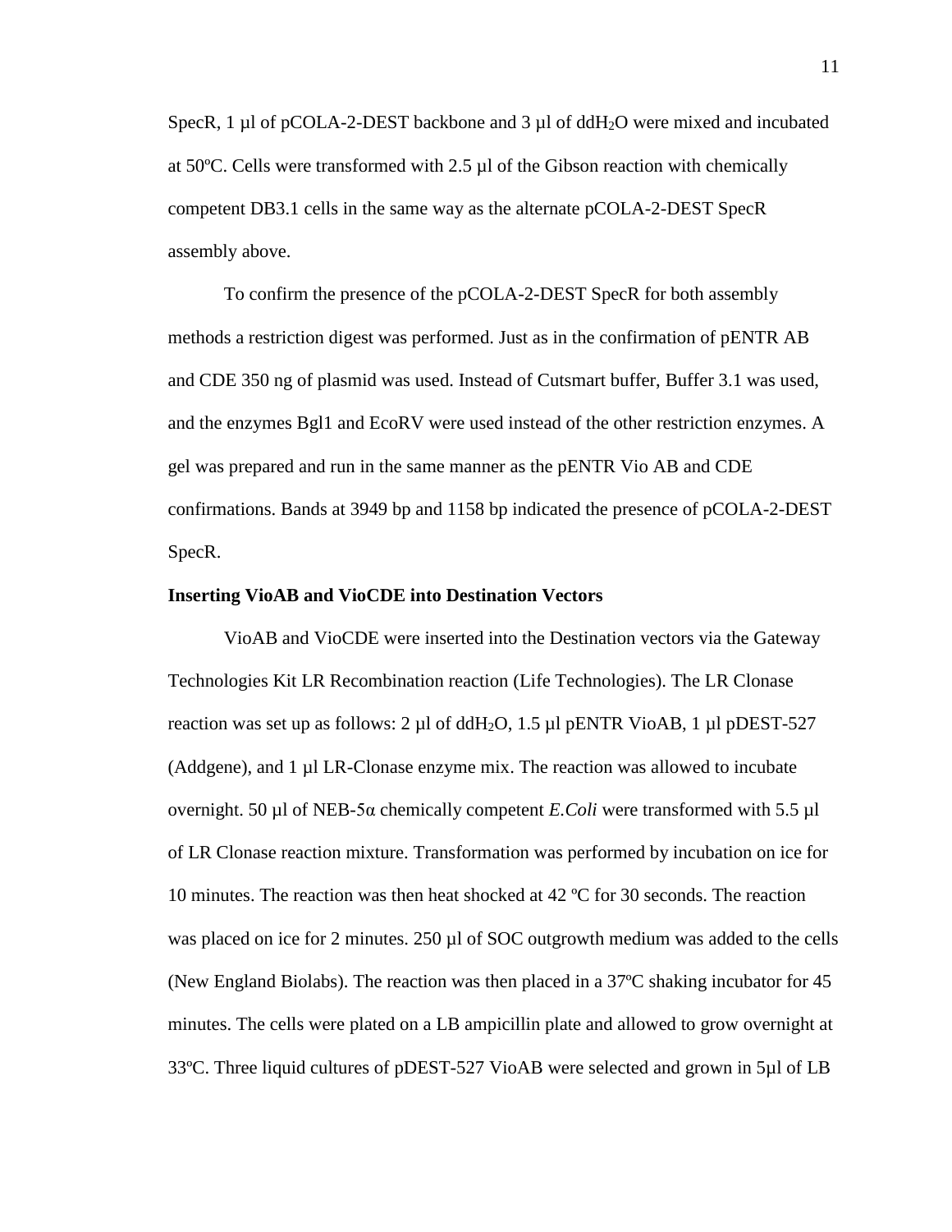SpecR, 1 µl of pCOLA-2-DEST backbone and 3 µl of $ddH_2O$ were mixed and incubated at 50ºC. Cells were transformed with 2.5 µl of the Gibson reaction with chemically competent DB3.1 cells in the same way as the alternate pCOLA-2-DEST SpecR assembly above.

To confirm the presence of the pCOLA-2-DEST SpecR for both assembly methods a restriction digest was performed. Just as in the confirmation of pENTR AB and CDE 350 ng of plasmid was used. Instead of Cutsmart buffer, Buffer 3.1 was used, and the enzymes Bgl1 and EcoRV were used instead of the other restriction enzymes. A gel was prepared and run in the same manner as the pENTR Vio AB and CDE confirmations. Bands at 3949 bp and 1158 bp indicated the presence of pCOLA-2-DEST SpecR.

**Inserting VioAB and VioCDE into Destination Vectors**

VioAB and VioCDE were inserted into the Destination vectors via the Gateway Technologies Kit LR Recombination reaction (Life Technologies). The LR Clonase reaction was set up as follows: 2 µl of $ddH_2O$, 1.5 µl pENTR VioAB, 1 µl pDEST-527 (Addgene), and 1 µl LR-Clonase enzyme mix. The reaction was allowed to incubate overnight. 50 µl of NEB-5α chemically competent *E.Coli* were transformed with 5.5 µl of LR Clonase reaction mixture. Transformation was performed by incubation on ice for 10 minutes. The reaction was then heat shocked at 42 ºC for 30 seconds. The reaction was placed on ice for 2 minutes. 250 µl of SOC outgrowth medium was added to the cells (New England Biolabs). The reaction was then placed in a 37ºC shaking incubator for 45 minutes. The cells were plated on a LB ampicillin plate and allowed to grow overnight at 33ºC. Three liquid cultures of pDEST-527 VioAB were selected and grown in 5µl of LB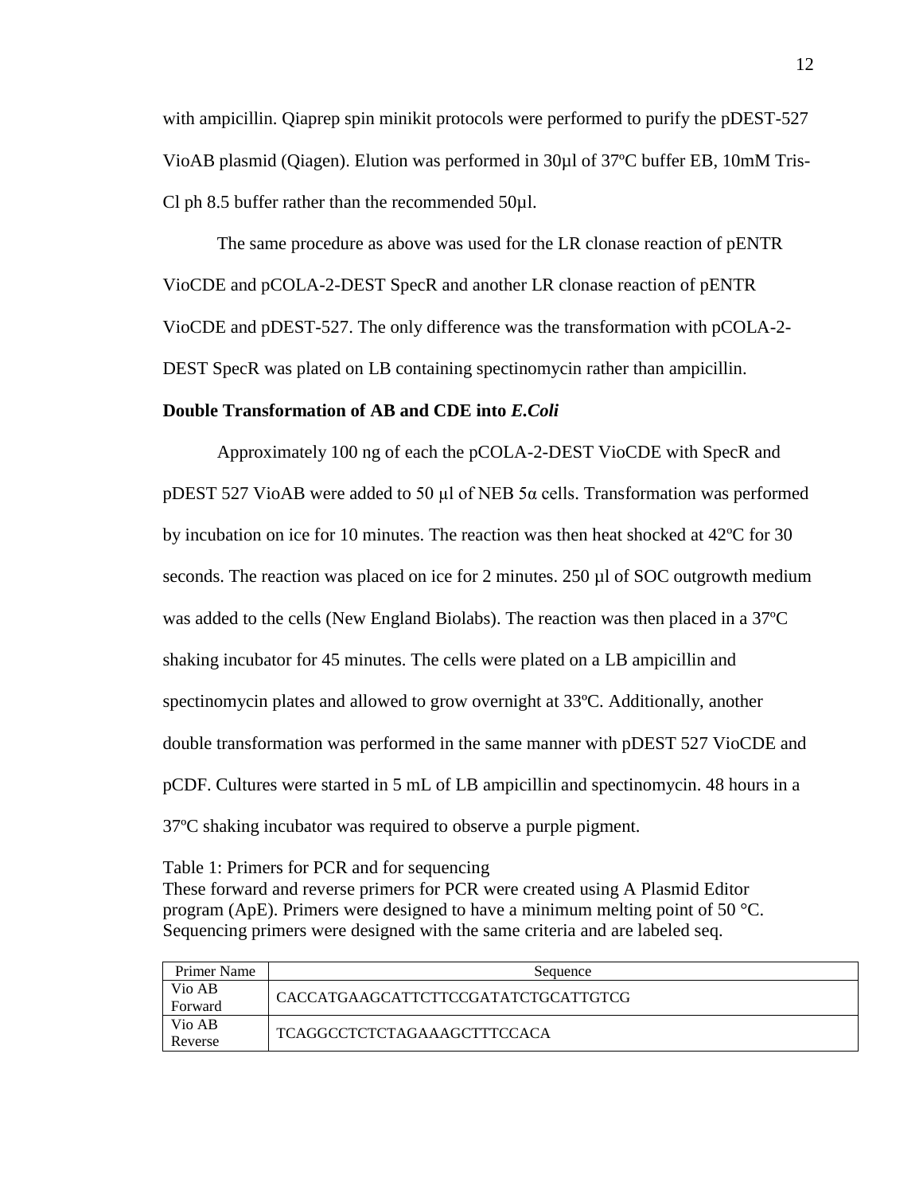with ampicillin. Qiaprep spin minikit protocols were performed to purify the pDEST-527 VioAB plasmid (Qiagen). Elution was performed in 30µl of 37ºC buffer EB, 10mM Tris-Cl ph 8.5 buffer rather than the recommended 50µl.

The same procedure as above was used for the LR clonase reaction of pENTR VioCDE and pCOLA-2-DEST SpecR and another LR clonase reaction of pENTR VioCDE and pDEST-527. The only difference was the transformation with pCOLA-2-DEST SpecR was plated on LB containing spectinomycin rather than ampicillin.

**Double Transformation of AB and CDE into *E.Coli***

Approximately 100 ng of each the pCOLA-2-DEST VioCDE with SpecR and pDEST 527 VioAB were added to 50 µl of NEB 5α cells. Transformation was performed by incubation on ice for 10 minutes. The reaction was then heat shocked at 42ºC for 30 seconds. The reaction was placed on ice for 2 minutes. 250 µl of SOC outgrowth medium was added to the cells (New England Biolabs). The reaction was then placed in a 37ºC shaking incubator for 45 minutes. The cells were plated on a LB ampicillin and spectinomycin plates and allowed to grow overnight at 33ºC. Additionally, another double transformation was performed in the same manner with pDEST 527 VioCDE and pCDF. Cultures were started in 5 mL of LB ampicillin and spectinomycin. 48 hours in a 37ºC shaking incubator was required to observe a purple pigment.

Table 1: Primers for PCR and for sequencing
These forward and reverse primers for PCR were created using A Plasmid Editor program (ApE). Primers were designed to have a minimum melting point of 50 °C. Sequencing primers were designed with the same criteria and are labeled seq.

| Primer Name | Sequence |
|---|---|
| Vio AB Forward | CACCATGAAGCATTCTTCCGATATCTGCATTGTCG |
| Vio AB Reverse | TCAGGCCTCTCTAGAAAGCTTTCCACA |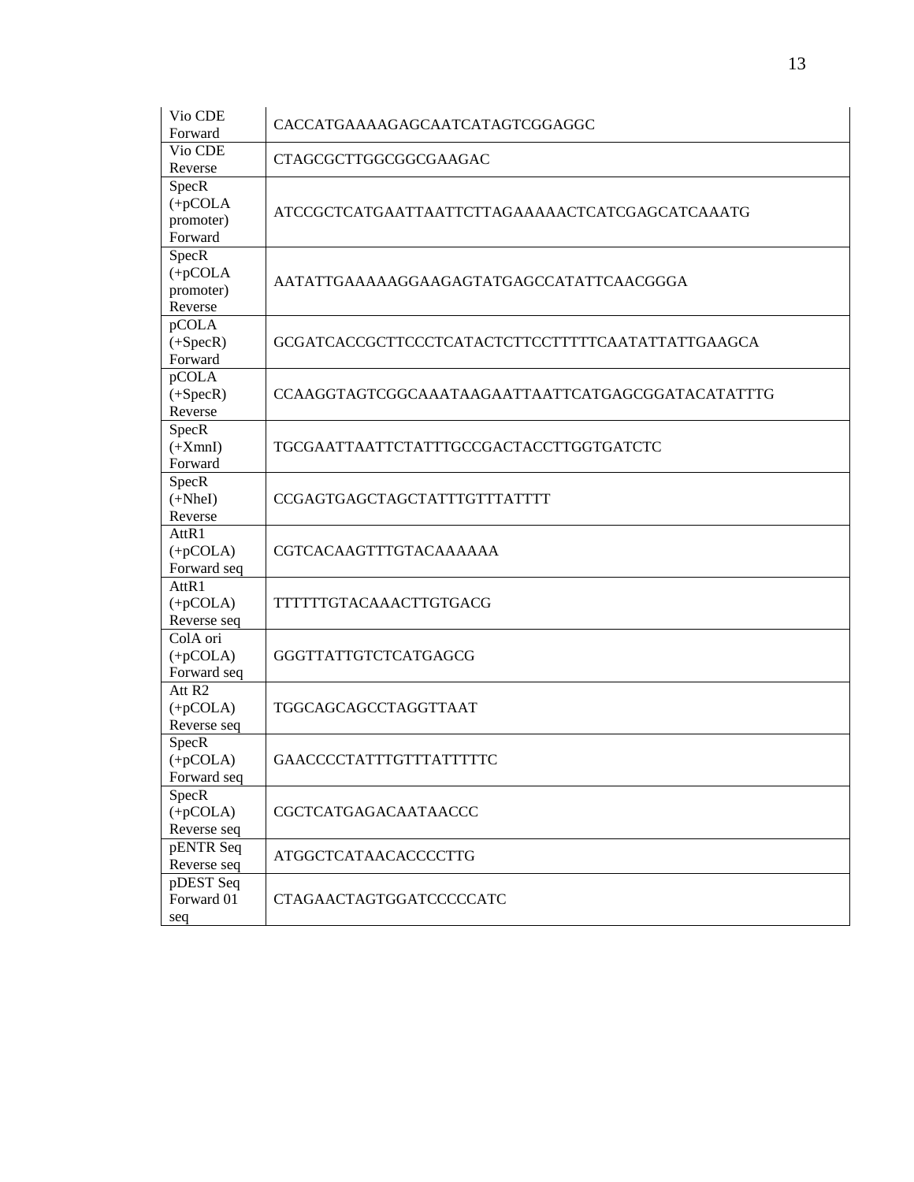| | |
|---|---|
| Vio CDE Forward | CACCATGAAAAGAGCAATCATAGTCGGAGGC |
| Vio CDE Reverse | CTAGCGCTTGGCGGCGAAGAC |
| SpecR (+pCOLA promoter) Forward | ATCCGCTCATGAATTAATTCTTAGAAAAACTCATCGAGCATCAAATG |
| SpecR (+pCOLA promoter) Reverse | AATATTGAAAAAGGAAGAGTATGAGCCATATTCAACGGGA |
| pCOLA (+SpecR) Forward | GCGATCACCGCTTCCCTCATACTCTTCCTTTTTCAATATTATTGAAGCA |
| pCOLA (+SpecR) Reverse | CCAAGGTAGTCGGCAAATAAGAATTAATTCATGAGCGGATACATATTTG |
| SpecR (+XmnI) Forward | TGCGAATTAATTCTATTTGCCGACTACCTTGGTGATCTC |
| SpecR (+NheI) Reverse | CCGAGTGAGCTAGCTATTTGTTTATTTT |
| AttR1 (+pCOLA) Forward seq | CGTCACAAGTTTGTACAAAAAA |
| AttR1 (+pCOLA) Reverse seq | TTTTTTGTACAAACTTGTGACG |
| ColA ori (+pCOLA) Forward seq | GGGTTATTGTCTCATGAGCG |
| Att R2 (+pCOLA) Reverse seq | TGGCAGCAGCCTAGGTTAAT |
| SpecR (+pCOLA) Forward seq | GAACCCCTATTTGTTTATTTTTC |
| SpecR (+pCOLA) Reverse seq | CGCTCATGAGACAATAACCC |
| pENTR Seq Reverse seq | ATGGCTCATAACACCCCTTG |
| pDEST Seq Forward 01 seq | CTAGAACTAGTGGATCCCCCATC |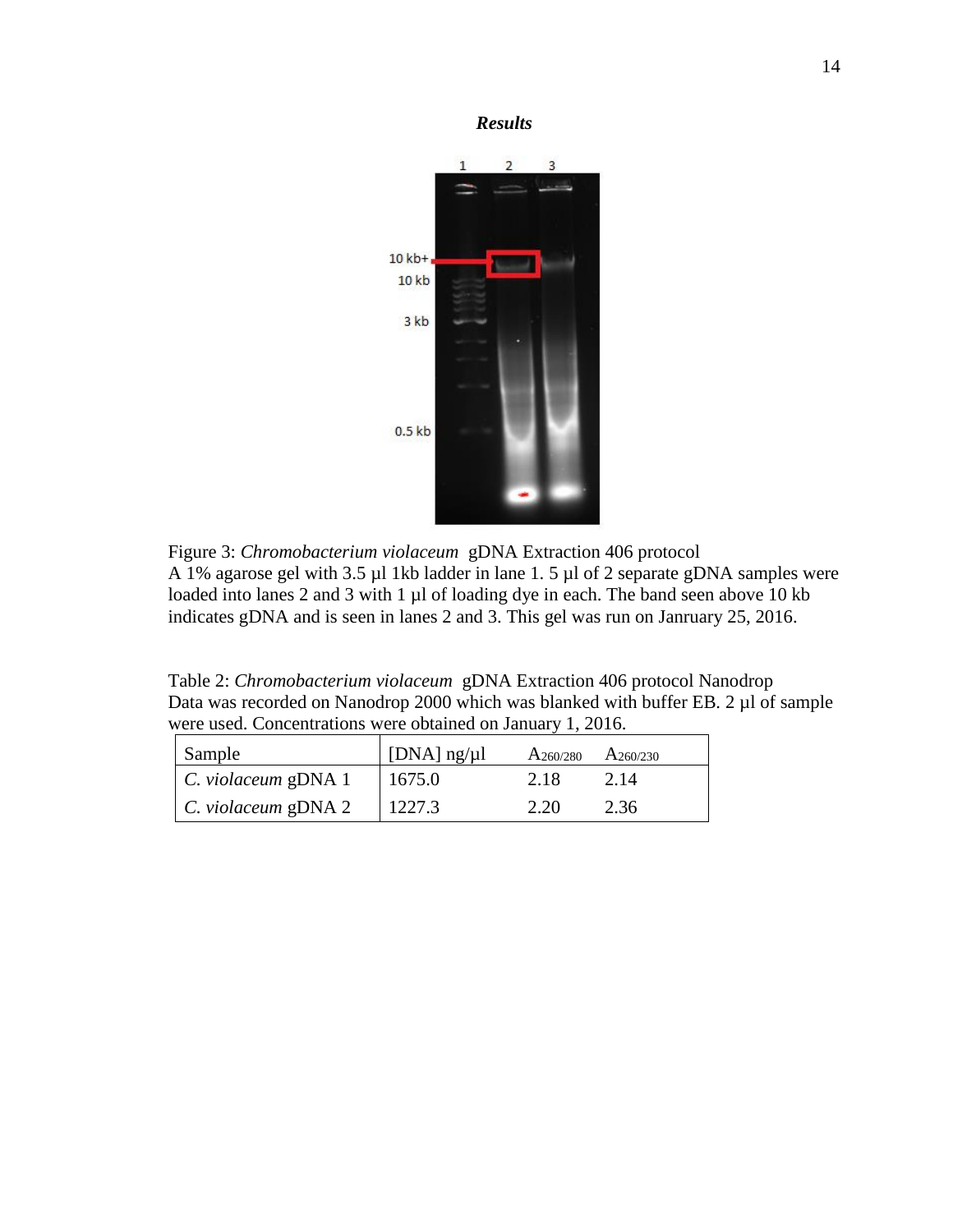***Results***

Figure 3: *Chromobacterium violaceum* gDNA Extraction 406 protocol
A 1% agarose gel with 3.5 µl 1kb ladder in lane 1. 5 µl of 2 separate gDNA samples were loaded into lanes 2 and 3 with 1 µl of loading dye in each. The band seen above 10 kb indicates gDNA and is seen in lanes 2 and 3. This gel was run on Janruary 25, 2016.

Table 2: *Chromobacterium violaceum* gDNA Extraction 406 protocol Nanodrop
Data was recorded on Nanodrop 2000 which was blanked with buffer EB. 2 µl of sample were used. Concentrations were obtained on January 1, 2016.

| Sample | [DNA] ng/µl | $A_{260/280}$ | $A_{260/230}$ |
|---|---|---|---|
| *C. violaceum* gDNA 1 | 1675.0 | 2.18 | 2.14 |
| *C. violaceum* gDNA 2 | 1227.3 | 2.20 | 2.36 |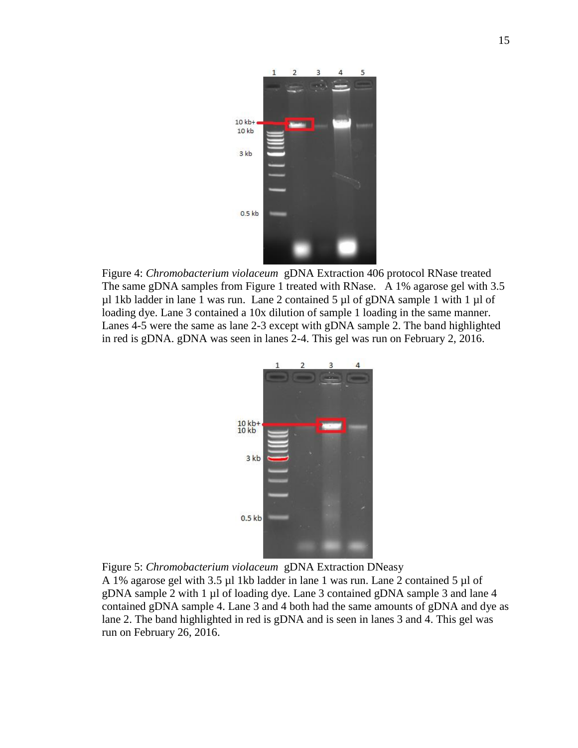Figure 4: *Chromobacterium violaceum* gDNA Extraction 406 protocol RNase treated
The same gDNA samples from Figure 1 treated with RNase. A 1% agarose gel with 3.5 µl 1kb ladder in lane 1 was run. Lane 2 contained 5 µl of gDNA sample 1 with 1 µl of loading dye. Lane 3 contained a 10x dilution of sample 1 loading in the same manner. Lanes 4-5 were the same as lane 2-3 except with gDNA sample 2. The band highlighted in red is gDNA. gDNA was seen in lanes 2-4. This gel was run on February 2, 2016.

Figure 5: *Chromobacterium violaceum* gDNA Extraction DNeasy
A 1% agarose gel with 3.5 µl 1kb ladder in lane 1 was run. Lane 2 contained 5 µl of gDNA sample 2 with 1 µl of loading dye. Lane 3 contained gDNA sample 3 and lane 4 contained gDNA sample 4. Lane 3 and 4 both had the same amounts of gDNA and dye as lane 2. The band highlighted in red is gDNA and is seen in lanes 3 and 4. This gel was run on February 26, 2016.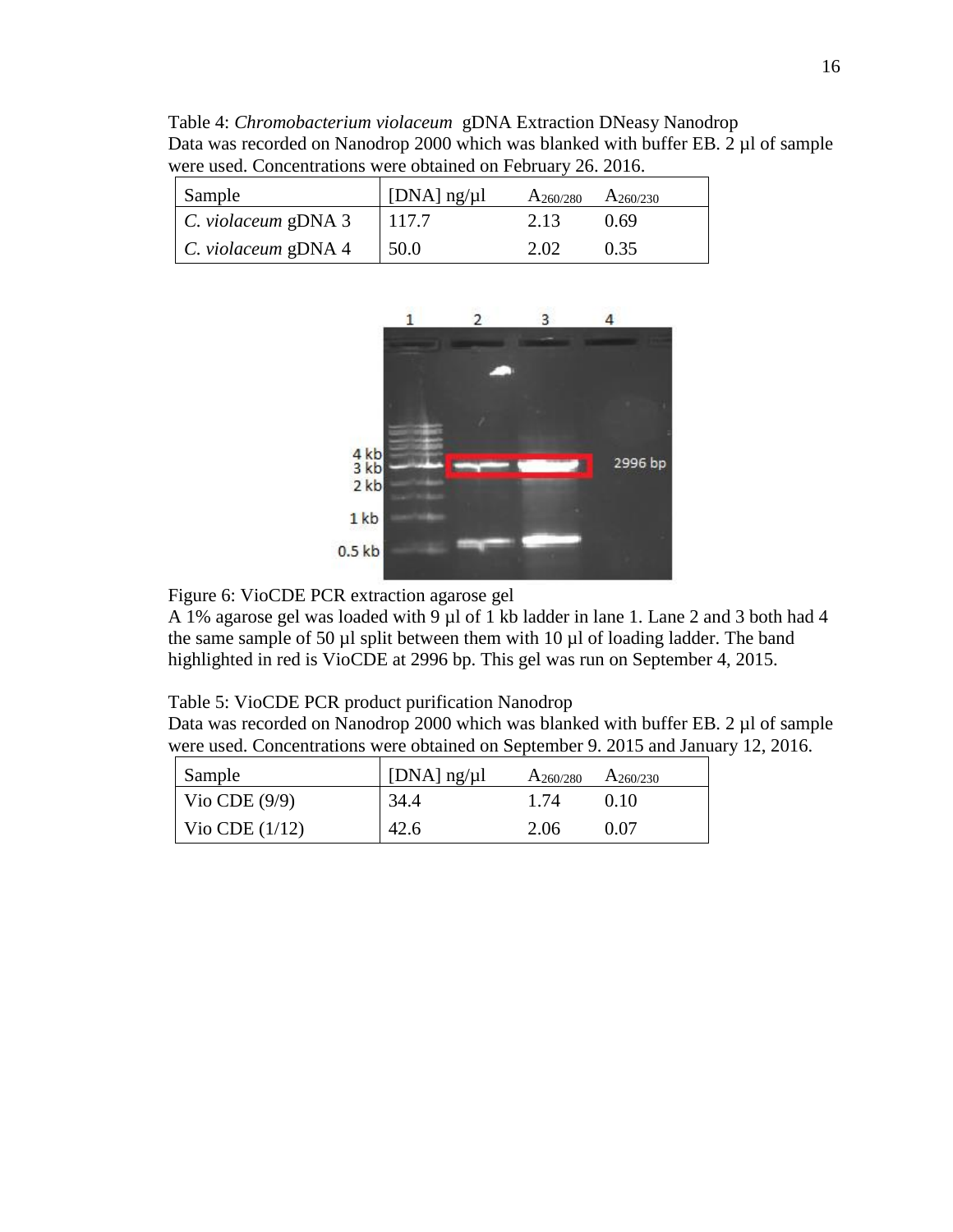Table 4: *Chromobacterium violaceum* gDNA Extraction DNeasy Nanodrop
Data was recorded on Nanodrop 2000 which was blanked with buffer EB. 2 µl of sample were used. Concentrations were obtained on February 26. 2016.

| Sample | [DNA] ng/µl | $A_{260/280}$ | $A_{260/230}$ |
|---|---|---|---|
| *C. violaceum* gDNA 3 | 117.7 | 2.13 | 0.69 |
| *C. violaceum* gDNA 4 | 50.0 | 2.02 | 0.35 |

Figure 6: VioCDE PCR extraction agarose gel
A 1% agarose gel was loaded with 9 µl of 1 kb ladder in lane 1. Lane 2 and 3 both had 4 the same sample of 50 µl split between them with 10 µl of loading ladder. The band highlighted in red is VioCDE at 2996 bp. This gel was run on September 4, 2015.

Table 5: VioCDE PCR product purification Nanodrop
Data was recorded on Nanodrop 2000 which was blanked with buffer EB. 2 µl of sample were used. Concentrations were obtained on September 9. 2015 and January 12, 2016.

| Sample | [DNA] ng/µl | $A_{260/280}$ | $A_{260/230}$ |
|---|---|---|---|
| Vio CDE (9/9) | 34.4 | 1.74 | 0.10 |
| Vio CDE (1/12) | 42.6 | 2.06 | 0.07 |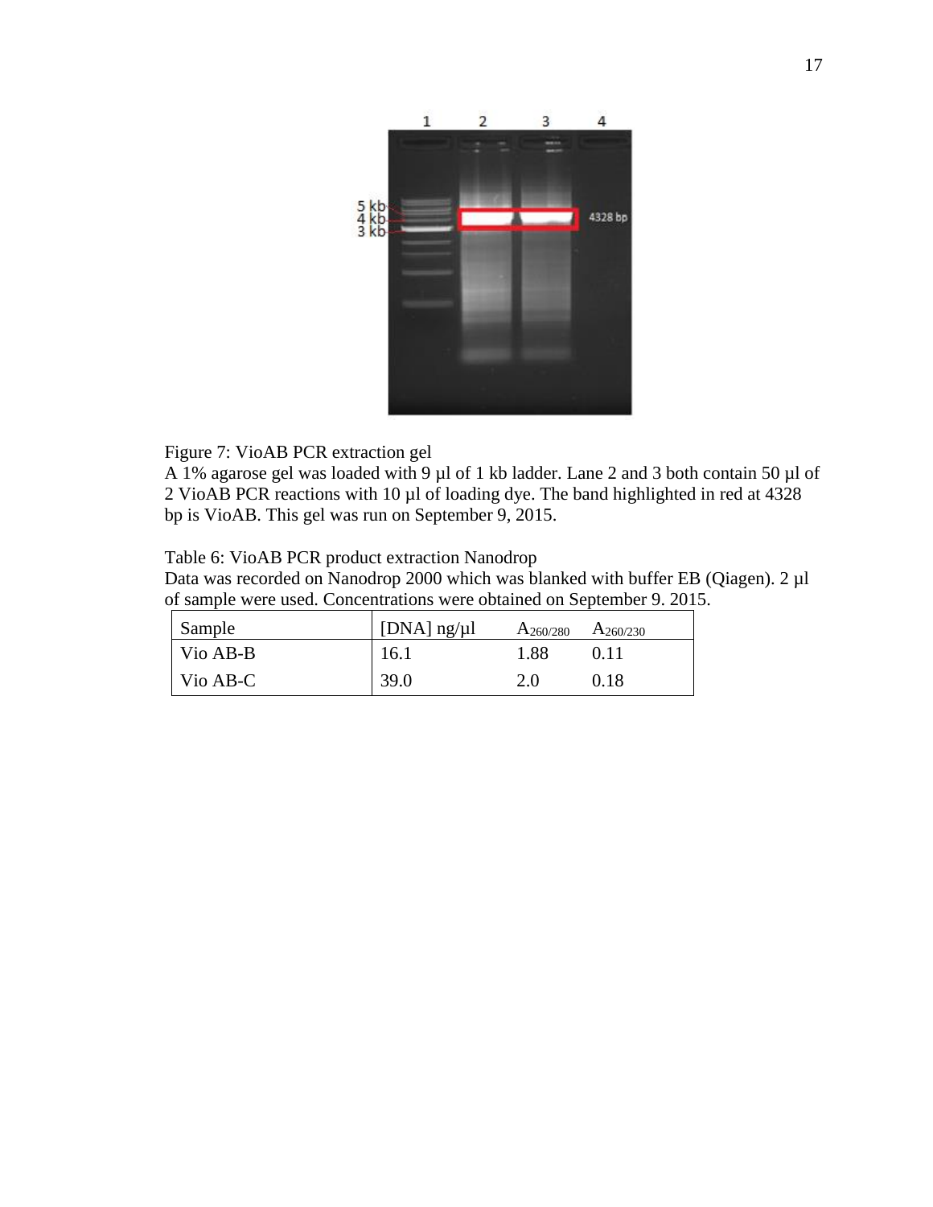Figure 7: VioAB PCR extraction gel
A 1% agarose gel was loaded with 9 µl of 1 kb ladder. Lane 2 and 3 both contain 50 µl of 2 VioAB PCR reactions with 10 µl of loading dye. The band highlighted in red at 4328 bp is VioAB. This gel was run on September 9, 2015.

Table 6: VioAB PCR product extraction Nanodrop
Data was recorded on Nanodrop 2000 which was blanked with buffer EB (Qiagen). 2 µl of sample were used. Concentrations were obtained on September 9. 2015.

| Sample | [DNA] ng/µl | $A_{260/280}$ | $A_{260/230}$ |
| --- | --- | --- | --- |
| Vio AB-B | 16.1 | 1.88 | 0.11 |
| Vio AB-C | 39.0 | 2.0 | 0.18 |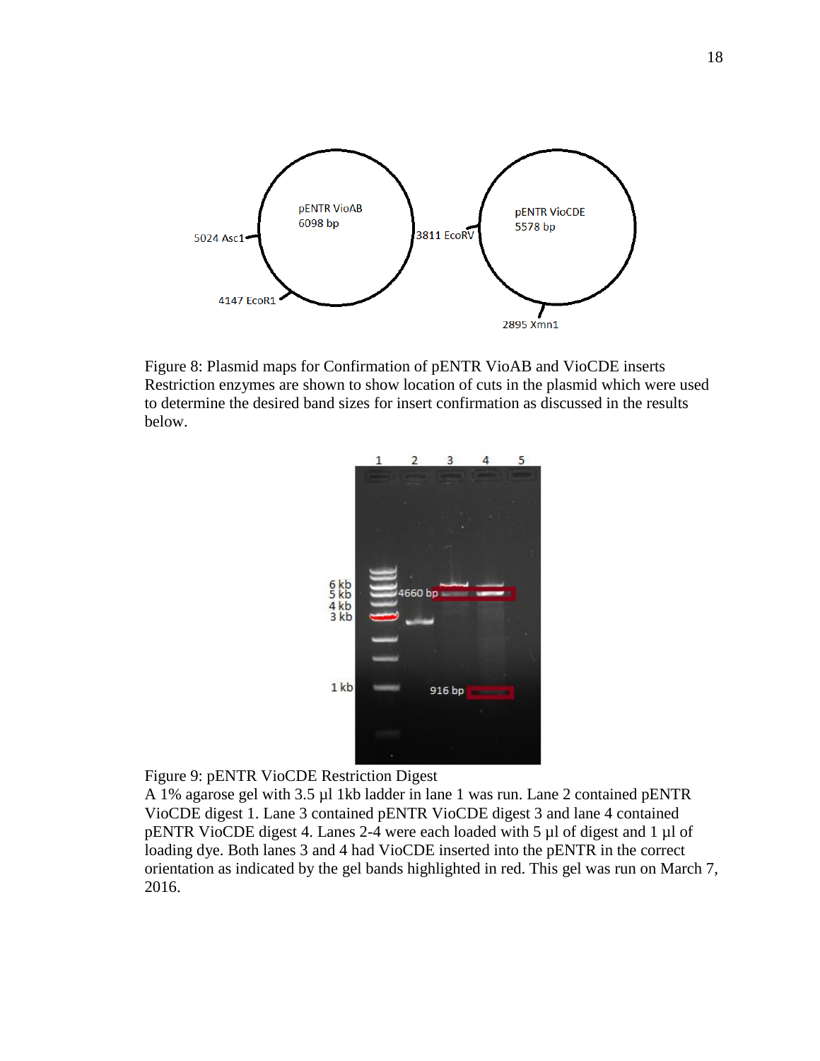Figure 8: Plasmid maps for Confirmation of pENTR VioAB and VioCDE inserts
Restriction enzymes are shown to show location of cuts in the plasmid which were used to determine the desired band sizes for insert confirmation as discussed in the results below.

Figure 9: pENTR VioCDE Restriction Digest
A 1% agarose gel with 3.5 µl 1kb ladder in lane 1 was run. Lane 2 contained pENTR VioCDE digest 1. Lane 3 contained pENTR VioCDE digest 3 and lane 4 contained pENTR VioCDE digest 4. Lanes 2-4 were each loaded with 5 µl of digest and 1 µl of loading dye. Both lanes 3 and 4 had VioCDE inserted into the pENTR in the correct orientation as indicated by the gel bands highlighted in red. This gel was run on March 7, 2016.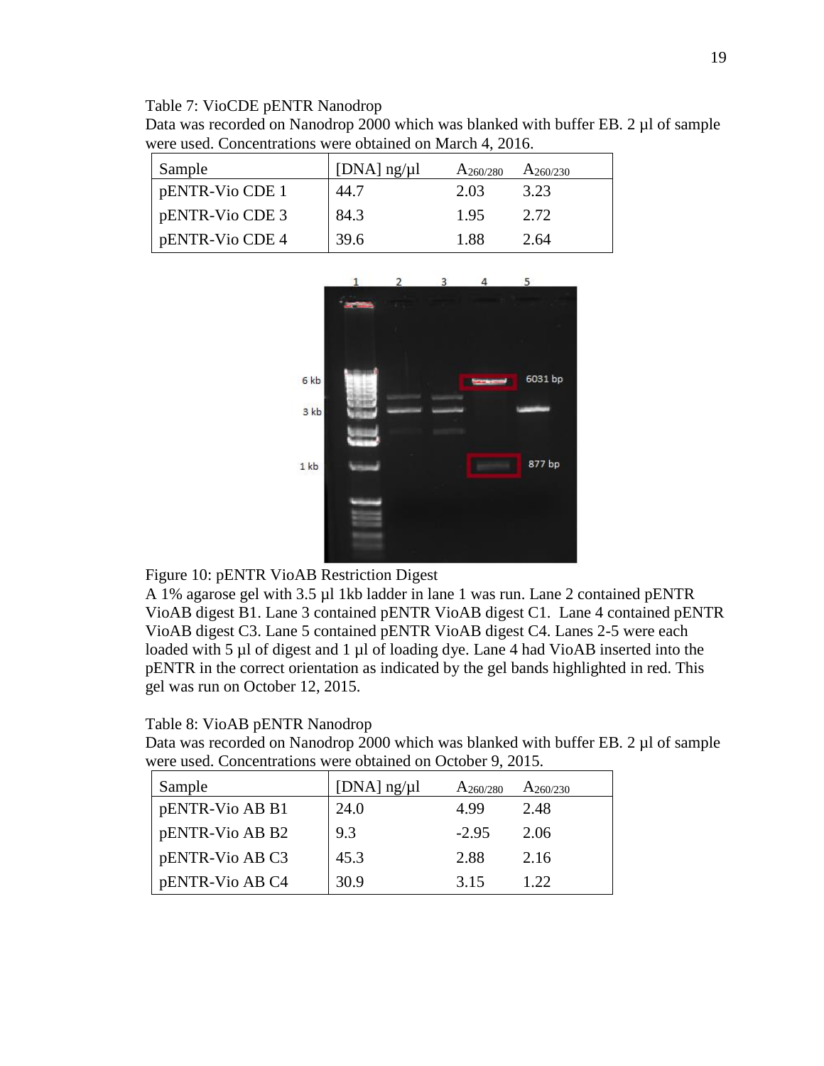Table 7: VioCDE pENTR Nanodrop

Data was recorded on Nanodrop 2000 which was blanked with buffer EB. 2 µl of sample were used. Concentrations were obtained on March 4, 2016.

| Sample | [DNA] ng/µl | $A_{260/280}$ | $A_{260/230}$ |
|---|---|---|---|
| pENTR-Vio CDE 1 | 44.7 | 2.03 | 3.23 |
| pENTR-Vio CDE 3 | 84.3 | 1.95 | 2.72 |
| pENTR-Vio CDE 4 | 39.6 | 1.88 | 2.64 |

Figure 10: pENTR VioAB Restriction Digest

A 1% agarose gel with 3.5 µl 1kb ladder in lane 1 was run. Lane 2 contained pENTR VioAB digest B1. Lane 3 contained pENTR VioAB digest C1. Lane 4 contained pENTR VioAB digest C3. Lane 5 contained pENTR VioAB digest C4. Lanes 2-5 were each loaded with 5 µl of digest and 1 µl of loading dye. Lane 4 had VioAB inserted into the pENTR in the correct orientation as indicated by the gel bands highlighted in red. This gel was run on October 12, 2015.

Table 8: VioAB pENTR Nanodrop

Data was recorded on Nanodrop 2000 which was blanked with buffer EB. 2 µl of sample were used. Concentrations were obtained on October 9, 2015.

| Sample | [DNA] ng/µl | $A_{260/280}$ | $A_{260/230}$ |
|---|---|---|---|
| pENTR-Vio AB B1 | 24.0 | 4.99 | 2.48 |
| pENTR-Vio AB B2 | 9.3 | -2.95 | 2.06 |
| pENTR-Vio AB C3 | 45.3 | 2.88 | 2.16 |
| pENTR-Vio AB C4 | 30.9 | 3.15 | 1.22 |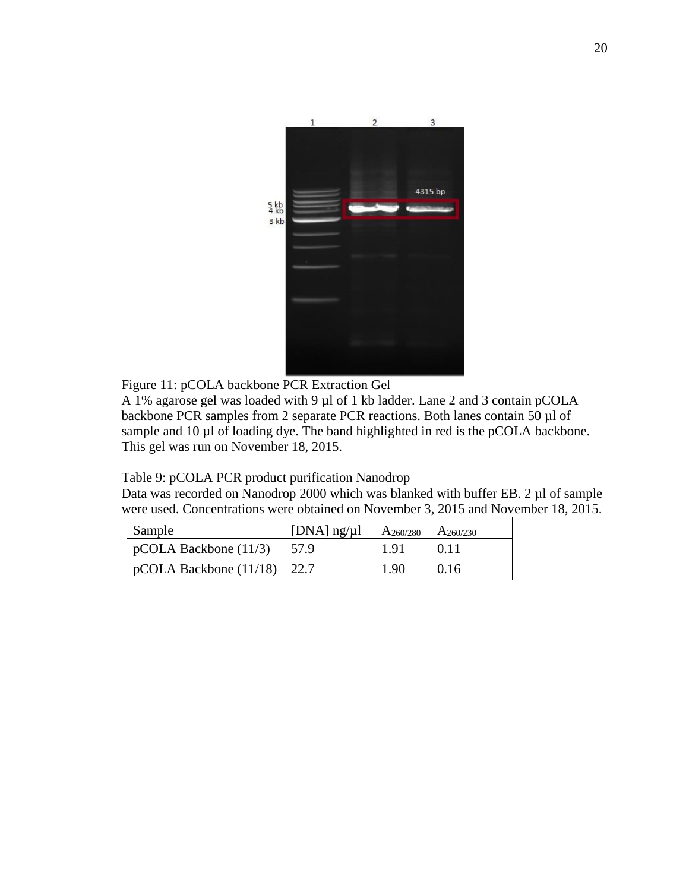Figure 11: pCOLA backbone PCR Extraction Gel

A 1% agarose gel was loaded with 9 µl of 1 kb ladder. Lane 2 and 3 contain pCOLA backbone PCR samples from 2 separate PCR reactions. Both lanes contain 50 µl of sample and 10 µl of loading dye. The band highlighted in red is the pCOLA backbone. This gel was run on November 18, 2015.

Table 9: pCOLA PCR product purification Nanodrop

Data was recorded on Nanodrop 2000 which was blanked with buffer EB. 2 µl of sample were used. Concentrations were obtained on November 3, 2015 and November 18, 2015.

| Sample | [DNA] ng/µl | $A_{260/280}$ | $A_{260/230}$ |
|---|---|---|---|
| pCOLA Backbone (11/3) | 57.9 | 1.91 | 0.11 |
| pCOLA Backbone (11/18) | 22.7 | 1.90 | 0.16 |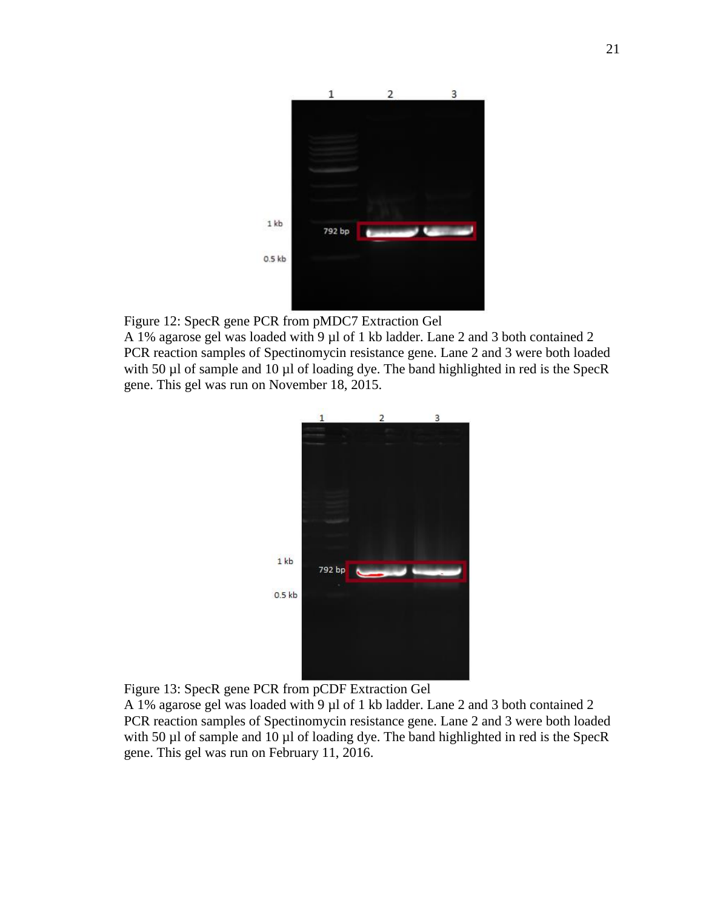Figure 12: SpecR gene PCR from pMDC7 Extraction Gel
A 1% agarose gel was loaded with 9 µl of 1 kb ladder. Lane 2 and 3 both contained 2 PCR reaction samples of Spectinomycin resistance gene. Lane 2 and 3 were both loaded with 50 µl of sample and 10 µl of loading dye. The band highlighted in red is the SpecR gene. This gel was run on November 18, 2015.

Figure 13: SpecR gene PCR from pCDF Extraction Gel
A 1% agarose gel was loaded with 9 µl of 1 kb ladder. Lane 2 and 3 both contained 2 PCR reaction samples of Spectinomycin resistance gene. Lane 2 and 3 were both loaded with 50 µl of sample and 10 µl of loading dye. The band highlighted in red is the SpecR gene. This gel was run on February 11, 2016.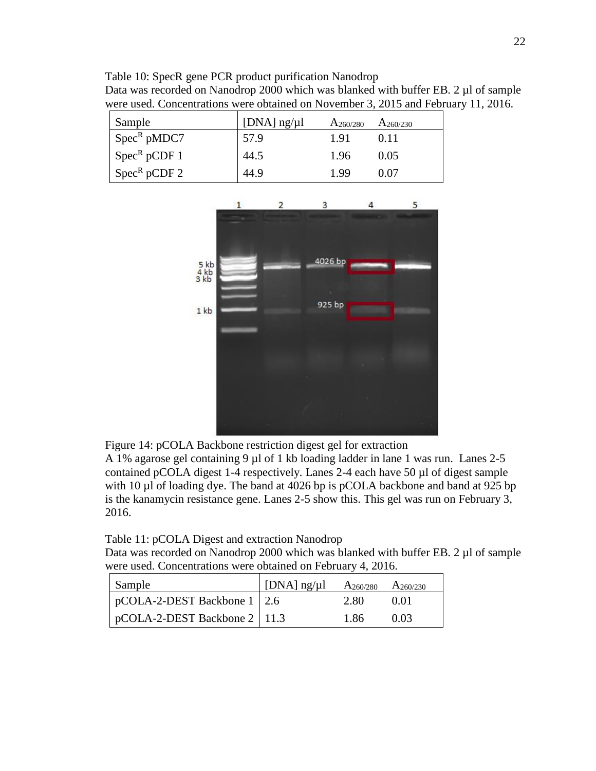Table 10: SpecR gene PCR product purification Nanodrop
Data was recorded on Nanodrop 2000 which was blanked with buffer EB. 2 µl of sample were used. Concentrations were obtained on November 3, 2015 and February 11, 2016.

| Sample | [DNA] ng/µl | $A_{260/280}$ | $A_{260/230}$ |
|---|---|---|---|
| $Spec^R$ pMDC7 | 57.9 | 1.91 | 0.11 |
| $Spec^R$ pCDF 1 | 44.5 | 1.96 | 0.05 |
| $Spec^R$ pCDF 2 | 44.9 | 1.99 | 0.07 |

Figure 14: pCOLA Backbone restriction digest gel for extraction
A 1% agarose gel containing 9 µl of 1 kb loading ladder in lane 1 was run. Lanes 2-5 contained pCOLA digest 1-4 respectively. Lanes 2-4 each have 50 µl of digest sample with 10 µl of loading dye. The band at 4026 bp is pCOLA backbone and band at 925 bp is the kanamycin resistance gene. Lanes 2-5 show this. This gel was run on February 3, 2016.

Table 11: pCOLA Digest and extraction Nanodrop
Data was recorded on Nanodrop 2000 which was blanked with buffer EB. 2 µl of sample were used. Concentrations were obtained on February 4, 2016.

| Sample | [DNA] ng/µl | $A_{260/280}$ | $A_{260/230}$ |
|---|---|---|---|
| pCOLA-2-DEST Backbone 1 | 2.6 | 2.80 | 0.01 |
| pCOLA-2-DEST Backbone 2 | 11.3 | 1.86 | 0.03 |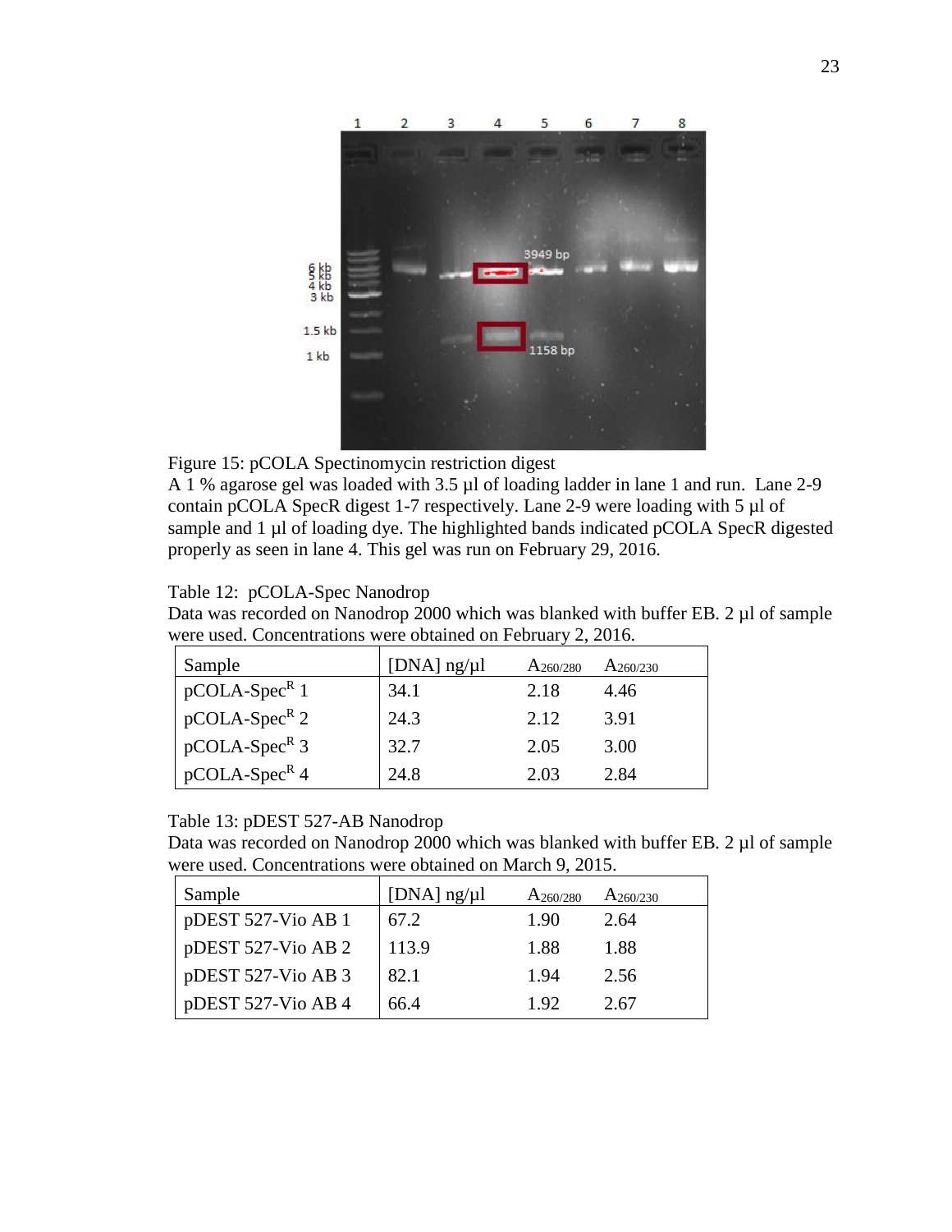Figure 15: pCOLA Spectinomycin restriction digest

A 1 % agarose gel was loaded with 3.5 µl of loading ladder in lane 1 and run. Lane 2-9 contain pCOLA SpecR digest 1-7 respectively. Lane 2-9 were loading with 5 µl of sample and 1 µl of loading dye. The highlighted bands indicated pCOLA SpecR digested properly as seen in lane 4. This gel was run on February 29, 2016.

Table 12: pCOLA-Spec Nanodrop

Data was recorded on Nanodrop 2000 which was blanked with buffer EB. 2 µl of sample were used. Concentrations were obtained on February 2, 2016.

| Sample | [DNA] ng/µl | $A_{260/280}$ | $A_{260/230}$ |
|---|---|---|---|
| pCOLA-Spec$^R$ 1 | 34.1 | 2.18 | 4.46 |
| pCOLA-Spec$^R$ 2 | 24.3 | 2.12 | 3.91 |
| pCOLA-Spec$^R$ 3 | 32.7 | 2.05 | 3.00 |
| pCOLA-Spec$^R$ 4 | 24.8 | 2.03 | 2.84 |

Table 13: pDEST 527-AB Nanodrop

Data was recorded on Nanodrop 2000 which was blanked with buffer EB. 2 µl of sample were used. Concentrations were obtained on March 9, 2015.

| Sample | [DNA] ng/µl | $A_{260/280}$ | $A_{260/230}$ |
|---|---|---|---|
| pDEST 527-Vio AB 1 | 67.2 | 1.90 | 2.64 |
| pDEST 527-Vio AB 2 | 113.9 | 1.88 | 1.88 |
| pDEST 527-Vio AB 3 | 82.1 | 1.94 | 2.56 |
| pDEST 527-Vio AB 4 | 66.4 | 1.92 | 2.67 |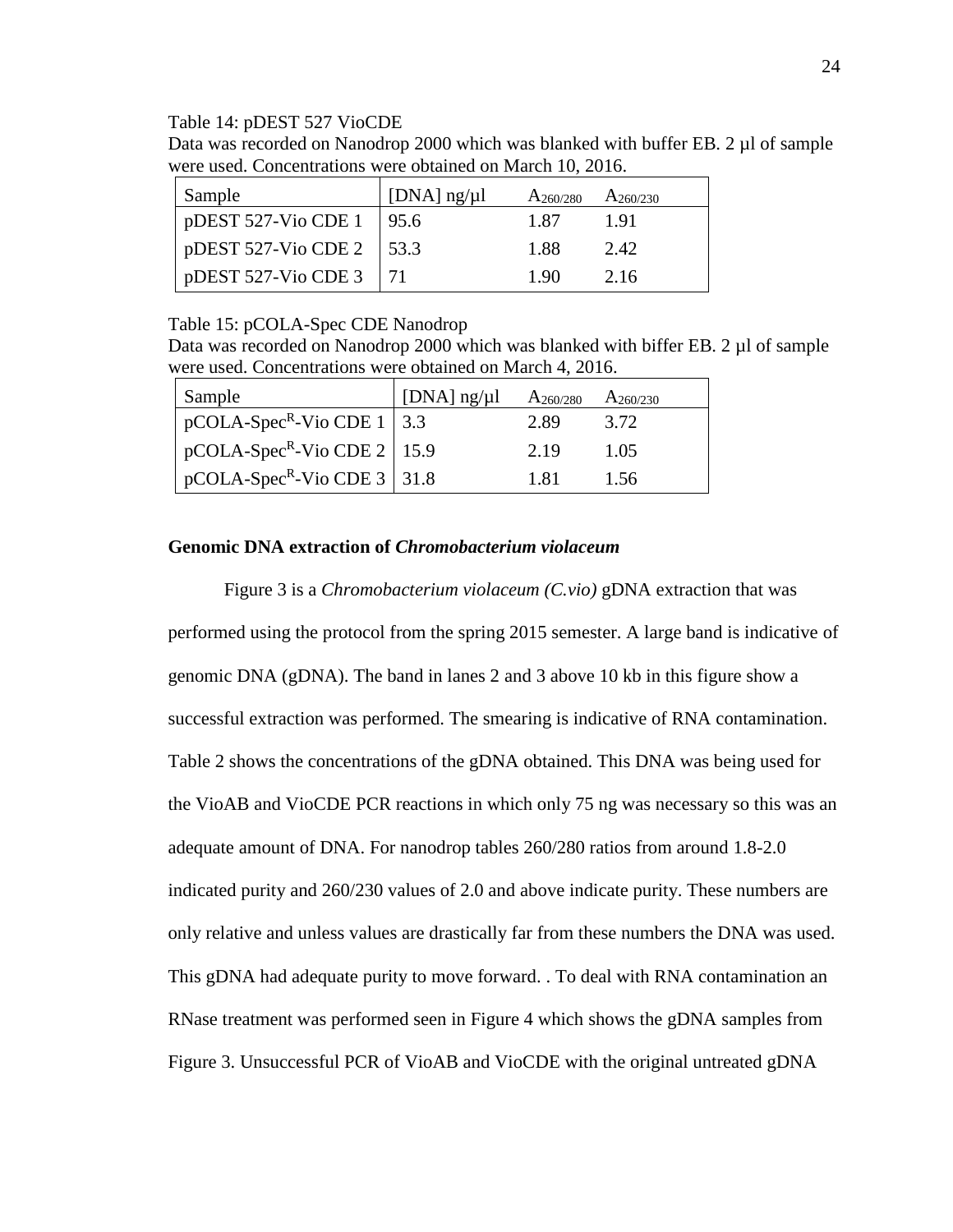Table 14: pDEST 527 VioCDE

Data was recorded on Nanodrop 2000 which was blanked with buffer EB. 2 µl of sample were used. Concentrations were obtained on March 10, 2016.

| Sample | [DNA] ng/µl | $A_{260/280}$ | $A_{260/230}$ |
|---|---|---|---|
| pDEST 527-Vio CDE 1 | 95.6 | 1.87 | 1.91 |
| pDEST 527-Vio CDE 2 | 53.3 | 1.88 | 2.42 |
| pDEST 527-Vio CDE 3 | 71 | 1.90 | 2.16 |

Table 15: pCOLA-Spec CDE Nanodrop

Data was recorded on Nanodrop 2000 which was blanked with biffer EB. 2 µl of sample were used. Concentrations were obtained on March 4, 2016.

| Sample | [DNA] ng/µl | $A_{260/280}$ | $A_{260/230}$ |
|---|---|---|---|
| pCOLA-Spec$^R$-Vio CDE 1 | 3.3 | 2.89 | 3.72 |
| pCOLA-Spec$^R$-Vio CDE 2 | 15.9 | 2.19 | 1.05 |
| pCOLA-Spec$^R$-Vio CDE 3 | 31.8 | 1.81 | 1.56 |

### Genomic DNA extraction of *Chromobacterium violaceum*

Figure 3 is a *Chromobacterium violaceum (C.vio)* gDNA extraction that was performed using the protocol from the spring 2015 semester. A large band is indicative of genomic DNA (gDNA). The band in lanes 2 and 3 above 10 kb in this figure show a successful extraction was performed. The smearing is indicative of RNA contamination. Table 2 shows the concentrations of the gDNA obtained. This DNA was being used for the VioAB and VioCDE PCR reactions in which only 75 ng was necessary so this was an adequate amount of DNA. For nanodrop tables 260/280 ratios from around 1.8-2.0 indicated purity and 260/230 values of 2.0 and above indicate purity. These numbers are only relative and unless values are drastically far from these numbers the DNA was used. This gDNA had adequate purity to move forward. . To deal with RNA contamination an RNase treatment was performed seen in Figure 4 which shows the gDNA samples from Figure 3. Unsuccessful PCR of VioAB and VioCDE with the original untreated gDNA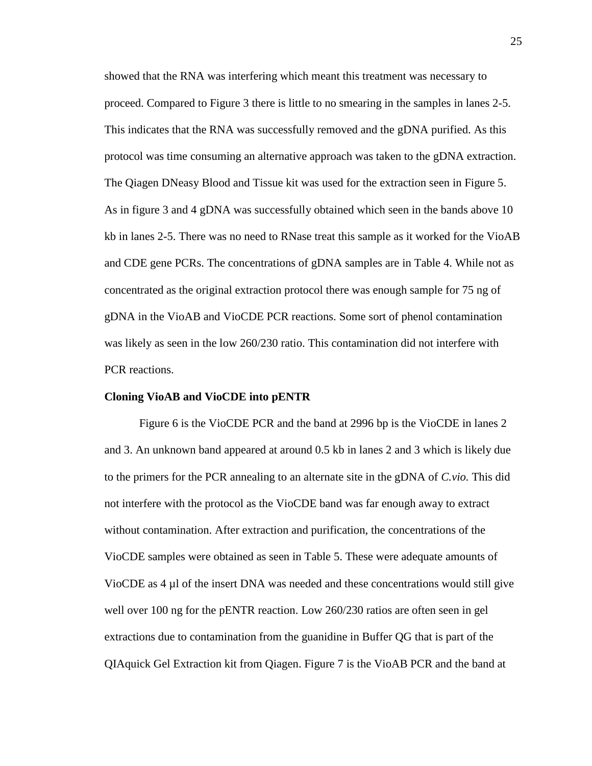showed that the RNA was interfering which meant this treatment was necessary to proceed. Compared to Figure 3 there is little to no smearing in the samples in lanes 2-5. This indicates that the RNA was successfully removed and the gDNA purified. As this protocol was time consuming an alternative approach was taken to the gDNA extraction. The Qiagen DNeasy Blood and Tissue kit was used for the extraction seen in Figure 5. As in figure 3 and 4 gDNA was successfully obtained which seen in the bands above 10 kb in lanes 2-5. There was no need to RNase treat this sample as it worked for the VioAB and CDE gene PCRs. The concentrations of gDNA samples are in Table 4. While not as concentrated as the original extraction protocol there was enough sample for 75 ng of gDNA in the VioAB and VioCDE PCR reactions. Some sort of phenol contamination was likely as seen in the low 260/230 ratio. This contamination did not interfere with PCR reactions.

**Cloning VioAB and VioCDE into pENTR**

Figure 6 is the VioCDE PCR and the band at 2996 bp is the VioCDE in lanes 2 and 3. An unknown band appeared at around 0.5 kb in lanes 2 and 3 which is likely due to the primers for the PCR annealing to an alternate site in the gDNA of *C.vio.* This did not interfere with the protocol as the VioCDE band was far enough away to extract without contamination. After extraction and purification, the concentrations of the VioCDE samples were obtained as seen in Table 5. These were adequate amounts of VioCDE as 4 µl of the insert DNA was needed and these concentrations would still give well over 100 ng for the pENTR reaction. Low 260/230 ratios are often seen in gel extractions due to contamination from the guanidine in Buffer QG that is part of the QIAquick Gel Extraction kit from Qiagen. Figure 7 is the VioAB PCR and the band at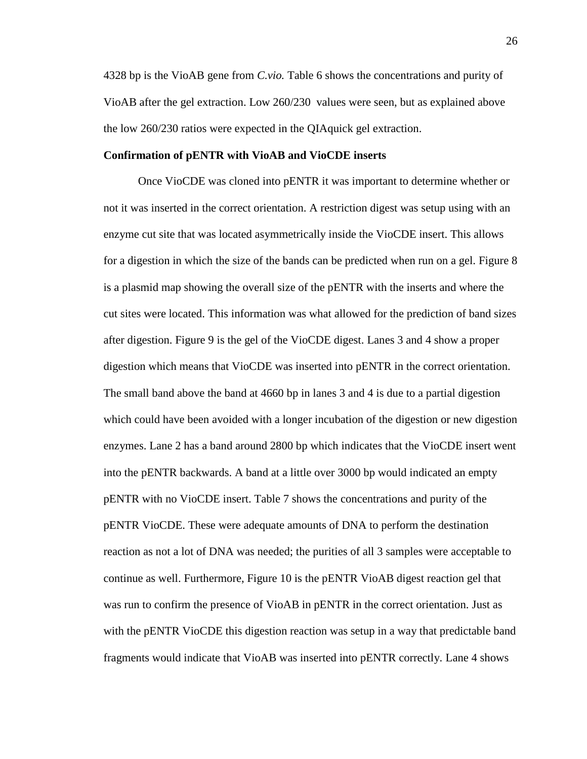4328 bp is the VioAB gene from *C.vio.* Table 6 shows the concentrations and purity of VioAB after the gel extraction. Low 260/230 values were seen, but as explained above the low 260/230 ratios were expected in the QIAquick gel extraction.

**Confirmation of pENTR with VioAB and VioCDE inserts**

Once VioCDE was cloned into pENTR it was important to determine whether or not it was inserted in the correct orientation. A restriction digest was setup using with an enzyme cut site that was located asymmetrically inside the VioCDE insert. This allows for a digestion in which the size of the bands can be predicted when run on a gel. Figure 8 is a plasmid map showing the overall size of the pENTR with the inserts and where the cut sites were located. This information was what allowed for the prediction of band sizes after digestion. Figure 9 is the gel of the VioCDE digest. Lanes 3 and 4 show a proper digestion which means that VioCDE was inserted into pENTR in the correct orientation. The small band above the band at 4660 bp in lanes 3 and 4 is due to a partial digestion which could have been avoided with a longer incubation of the digestion or new digestion enzymes. Lane 2 has a band around 2800 bp which indicates that the VioCDE insert went into the pENTR backwards. A band at a little over 3000 bp would indicated an empty pENTR with no VioCDE insert. Table 7 shows the concentrations and purity of the pENTR VioCDE. These were adequate amounts of DNA to perform the destination reaction as not a lot of DNA was needed; the purities of all 3 samples were acceptable to continue as well. Furthermore, Figure 10 is the pENTR VioAB digest reaction gel that was run to confirm the presence of VioAB in pENTR in the correct orientation. Just as with the pENTR VioCDE this digestion reaction was setup in a way that predictable band fragments would indicate that VioAB was inserted into pENTR correctly. Lane 4 shows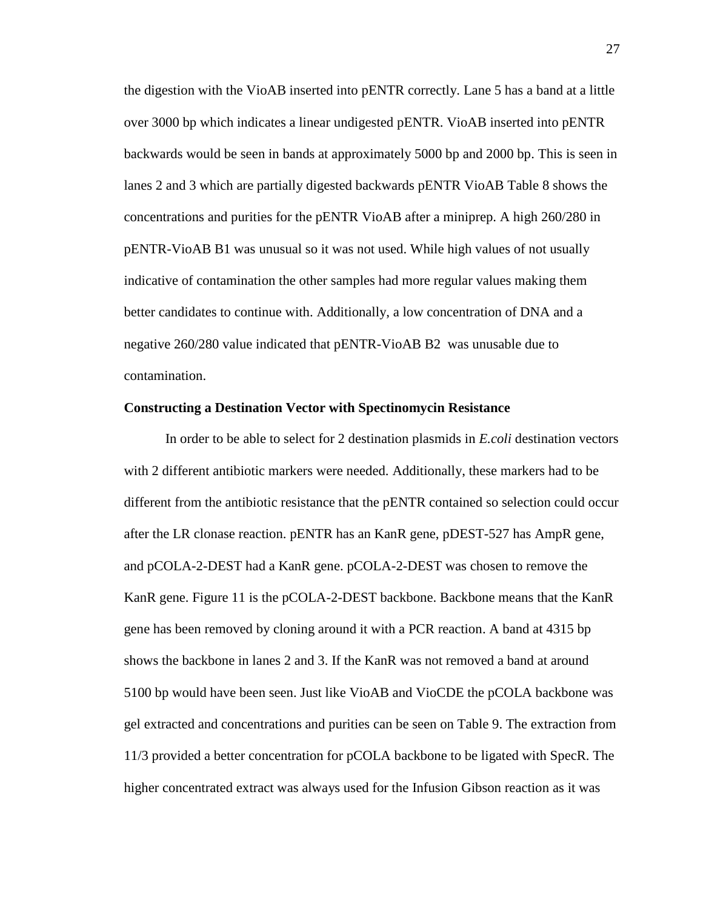the digestion with the VioAB inserted into pENTR correctly. Lane 5 has a band at a little over 3000 bp which indicates a linear undigested pENTR. VioAB inserted into pENTR backwards would be seen in bands at approximately 5000 bp and 2000 bp. This is seen in lanes 2 and 3 which are partially digested backwards pENTR VioAB Table 8 shows the concentrations and purities for the pENTR VioAB after a miniprep. A high 260/280 in pENTR-VioAB B1 was unusual so it was not used. While high values of not usually indicative of contamination the other samples had more regular values making them better candidates to continue with. Additionally, a low concentration of DNA and a negative 260/280 value indicated that pENTR-VioAB B2 was unusable due to contamination.

**Constructing a Destination Vector with Spectinomycin Resistance**

In order to be able to select for 2 destination plasmids in *E.coli* destination vectors with 2 different antibiotic markers were needed. Additionally, these markers had to be different from the antibiotic resistance that the pENTR contained so selection could occur after the LR clonase reaction. pENTR has an KanR gene, pDEST-527 has AmpR gene, and pCOLA-2-DEST had a KanR gene. pCOLA-2-DEST was chosen to remove the KanR gene. Figure 11 is the pCOLA-2-DEST backbone. Backbone means that the KanR gene has been removed by cloning around it with a PCR reaction. A band at 4315 bp shows the backbone in lanes 2 and 3. If the KanR was not removed a band at around 5100 bp would have been seen. Just like VioAB and VioCDE the pCOLA backbone was gel extracted and concentrations and purities can be seen on Table 9. The extraction from 11/3 provided a better concentration for pCOLA backbone to be ligated with SpecR. The higher concentrated extract was always used for the Infusion Gibson reaction as it was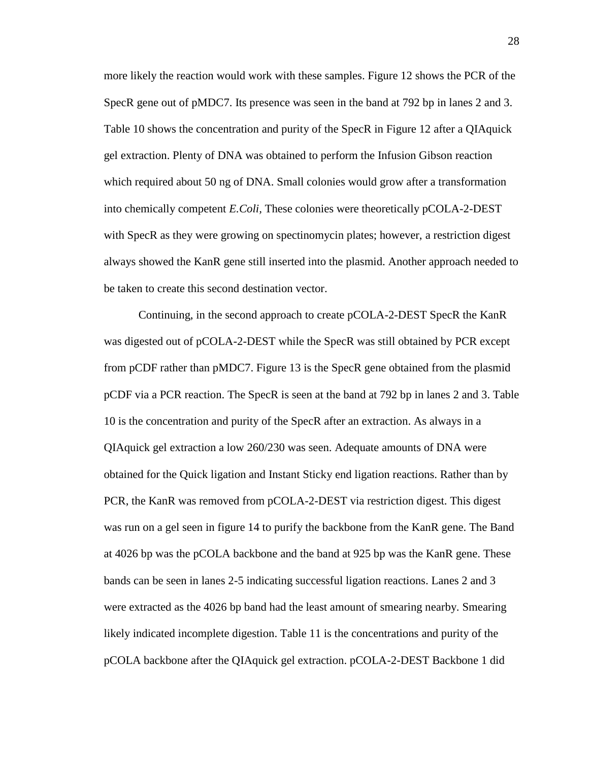more likely the reaction would work with these samples. Figure 12 shows the PCR of the SpecR gene out of pMDC7. Its presence was seen in the band at 792 bp in lanes 2 and 3. Table 10 shows the concentration and purity of the SpecR in Figure 12 after a QIAquick gel extraction. Plenty of DNA was obtained to perform the Infusion Gibson reaction which required about 50 ng of DNA. Small colonies would grow after a transformation into chemically competent *E.Coli*, These colonies were theoretically pCOLA-2-DEST with SpecR as they were growing on spectinomycin plates; however, a restriction digest always showed the KanR gene still inserted into the plasmid. Another approach needed to be taken to create this second destination vector.

Continuing, in the second approach to create pCOLA-2-DEST SpecR the KanR was digested out of pCOLA-2-DEST while the SpecR was still obtained by PCR except from pCDF rather than pMDC7. Figure 13 is the SpecR gene obtained from the plasmid pCDF via a PCR reaction. The SpecR is seen at the band at 792 bp in lanes 2 and 3. Table 10 is the concentration and purity of the SpecR after an extraction. As always in a QIAquick gel extraction a low 260/230 was seen. Adequate amounts of DNA were obtained for the Quick ligation and Instant Sticky end ligation reactions. Rather than by PCR, the KanR was removed from pCOLA-2-DEST via restriction digest. This digest was run on a gel seen in figure 14 to purify the backbone from the KanR gene. The Band at 4026 bp was the pCOLA backbone and the band at 925 bp was the KanR gene. These bands can be seen in lanes 2-5 indicating successful ligation reactions. Lanes 2 and 3 were extracted as the 4026 bp band had the least amount of smearing nearby. Smearing likely indicated incomplete digestion. Table 11 is the concentrations and purity of the pCOLA backbone after the QIAquick gel extraction. pCOLA-2-DEST Backbone 1 did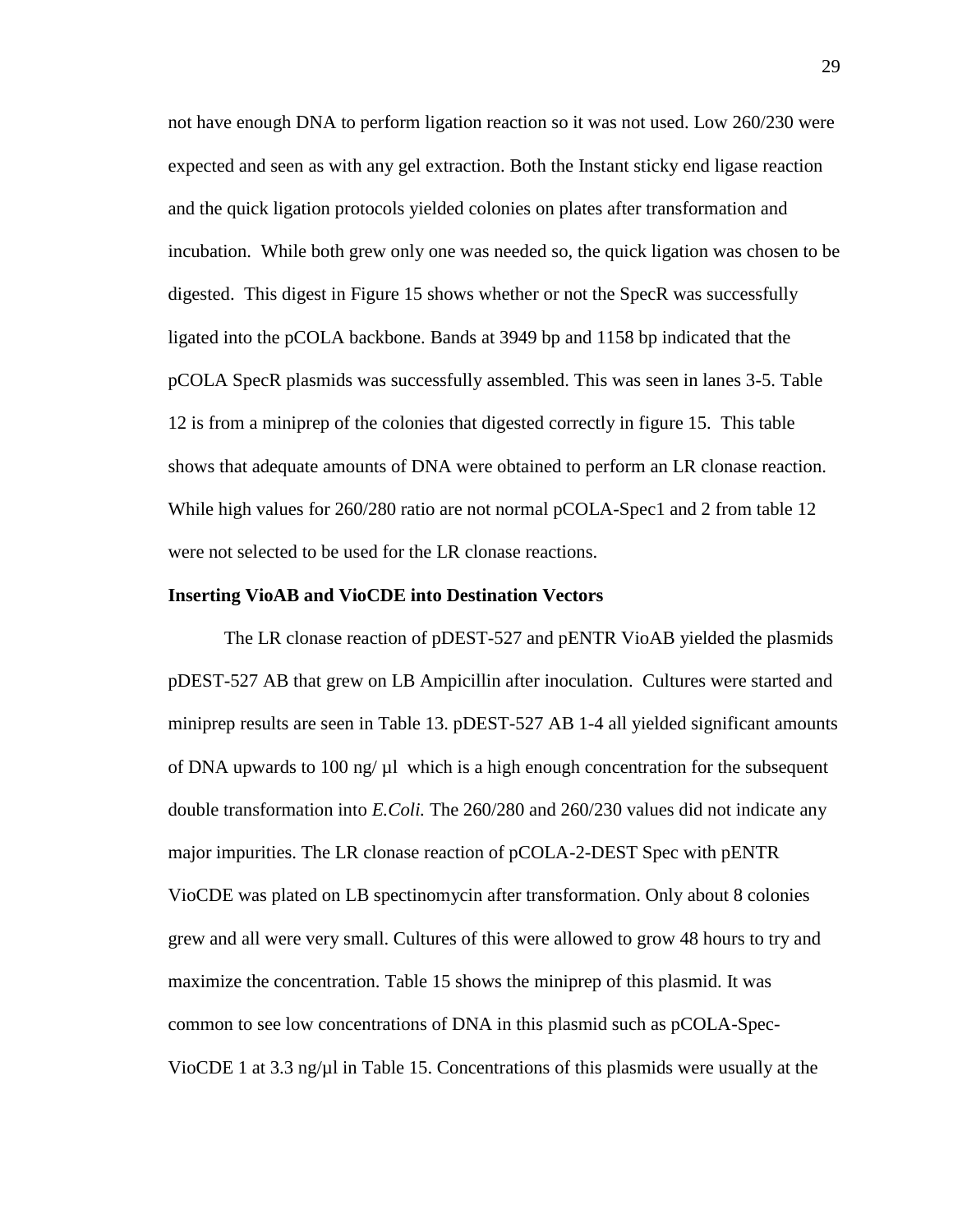not have enough DNA to perform ligation reaction so it was not used. Low 260/230 were expected and seen as with any gel extraction. Both the Instant sticky end ligase reaction and the quick ligation protocols yielded colonies on plates after transformation and incubation. While both grew only one was needed so, the quick ligation was chosen to be digested. This digest in Figure 15 shows whether or not the SpecR was successfully ligated into the pCOLA backbone. Bands at 3949 bp and 1158 bp indicated that the pCOLA SpecR plasmids was successfully assembled. This was seen in lanes 3-5. Table 12 is from a miniprep of the colonies that digested correctly in figure 15. This table shows that adequate amounts of DNA were obtained to perform an LR clonase reaction. While high values for 260/280 ratio are not normal pCOLA-Spec1 and 2 from table 12 were not selected to be used for the LR clonase reactions.

**Inserting VioAB and VioCDE into Destination Vectors**

The LR clonase reaction of pDEST-527 and pENTR VioAB yielded the plasmids pDEST-527 AB that grew on LB Ampicillin after inoculation. Cultures were started and miniprep results are seen in Table 13. pDEST-527 AB 1-4 all yielded significant amounts of DNA upwards to 100 ng/ µl which is a high enough concentration for the subsequent double transformation into *E.Coli.* The 260/280 and 260/230 values did not indicate any major impurities. The LR clonase reaction of pCOLA-2-DEST Spec with pENTR VioCDE was plated on LB spectinomycin after transformation. Only about 8 colonies grew and all were very small. Cultures of this were allowed to grow 48 hours to try and maximize the concentration. Table 15 shows the miniprep of this plasmid. It was common to see low concentrations of DNA in this plasmid such as pCOLA-Spec-VioCDE 1 at 3.3 ng/µl in Table 15. Concentrations of this plasmids were usually at the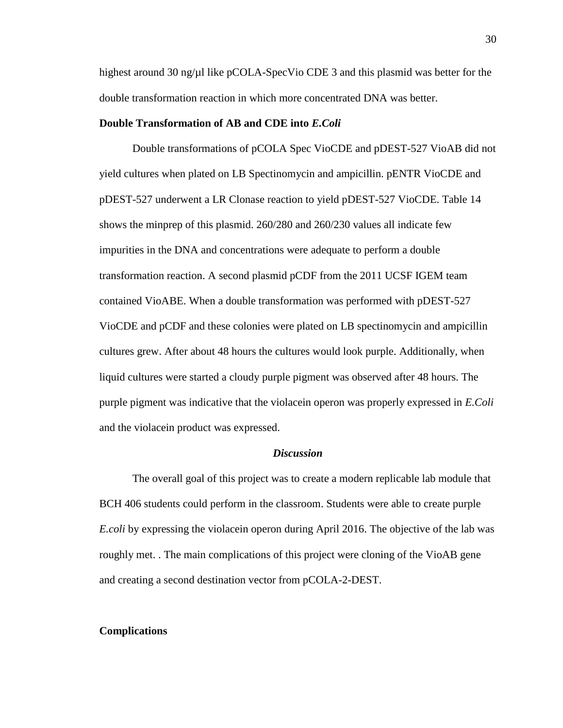highest around 30 ng/µl like pCOLA-SpecVio CDE 3 and this plasmid was better for the double transformation reaction in which more concentrated DNA was better.

**Double Transformation of AB and CDE into *E.Coli***

Double transformations of pCOLA Spec VioCDE and pDEST-527 VioAB did not yield cultures when plated on LB Spectinomycin and ampicillin. pENTR VioCDE and pDEST-527 underwent a LR Clonase reaction to yield pDEST-527 VioCDE. Table 14 shows the minprep of this plasmid. 260/280 and 260/230 values all indicate few impurities in the DNA and concentrations were adequate to perform a double transformation reaction. A second plasmid pCDF from the 2011 UCSF IGEM team contained VioABE. When a double transformation was performed with pDEST-527 VioCDE and pCDF and these colonies were plated on LB spectinomycin and ampicillin cultures grew. After about 48 hours the cultures would look purple. Additionally, when liquid cultures were started a cloudy purple pigment was observed after 48 hours. The purple pigment was indicative that the violacein operon was properly expressed in *E.Coli* and the violacein product was expressed.

## ***Discussion***

The overall goal of this project was to create a modern replicable lab module that BCH 406 students could perform in the classroom. Students were able to create purple *E.coli* by expressing the violacein operon during April 2016. The objective of the lab was roughly met. . The main complications of this project were cloning of the VioAB gene and creating a second destination vector from pCOLA-2-DEST.

**Complications**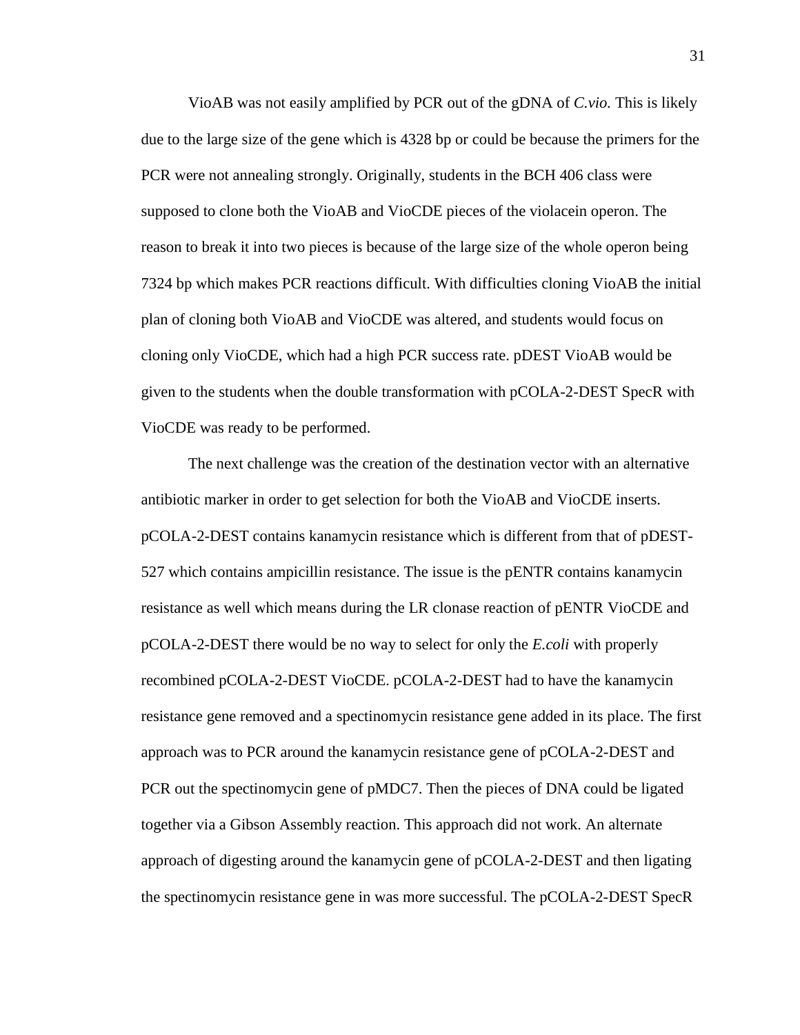VioAB was not easily amplified by PCR out of the gDNA of *C.vio.* This is likely due to the large size of the gene which is 4328 bp or could be because the primers for the PCR were not annealing strongly. Originally, students in the BCH 406 class were supposed to clone both the VioAB and VioCDE pieces of the violacein operon. The reason to break it into two pieces is because of the large size of the whole operon being 7324 bp which makes PCR reactions difficult. With difficulties cloning VioAB the initial plan of cloning both VioAB and VioCDE was altered, and students would focus on cloning only VioCDE, which had a high PCR success rate. pDEST VioAB would be given to the students when the double transformation with pCOLA-2-DEST SpecR with VioCDE was ready to be performed.

The next challenge was the creation of the destination vector with an alternative antibiotic marker in order to get selection for both the VioAB and VioCDE inserts. pCOLA-2-DEST contains kanamycin resistance which is different from that of pDEST-527 which contains ampicillin resistance. The issue is the pENTR contains kanamycin resistance as well which means during the LR clonase reaction of pENTR VioCDE and pCOLA-2-DEST there would be no way to select for only the *E.coli* with properly recombined pCOLA-2-DEST VioCDE. pCOLA-2-DEST had to have the kanamycin resistance gene removed and a spectinomycin resistance gene added in its place. The first approach was to PCR around the kanamycin resistance gene of pCOLA-2-DEST and PCR out the spectinomycin gene of pMDC7. Then the pieces of DNA could be ligated together via a Gibson Assembly reaction. This approach did not work. An alternate approach of digesting around the kanamycin gene of pCOLA-2-DEST and then ligating the spectinomycin resistance gene in was more successful. The pCOLA-2-DEST SpecR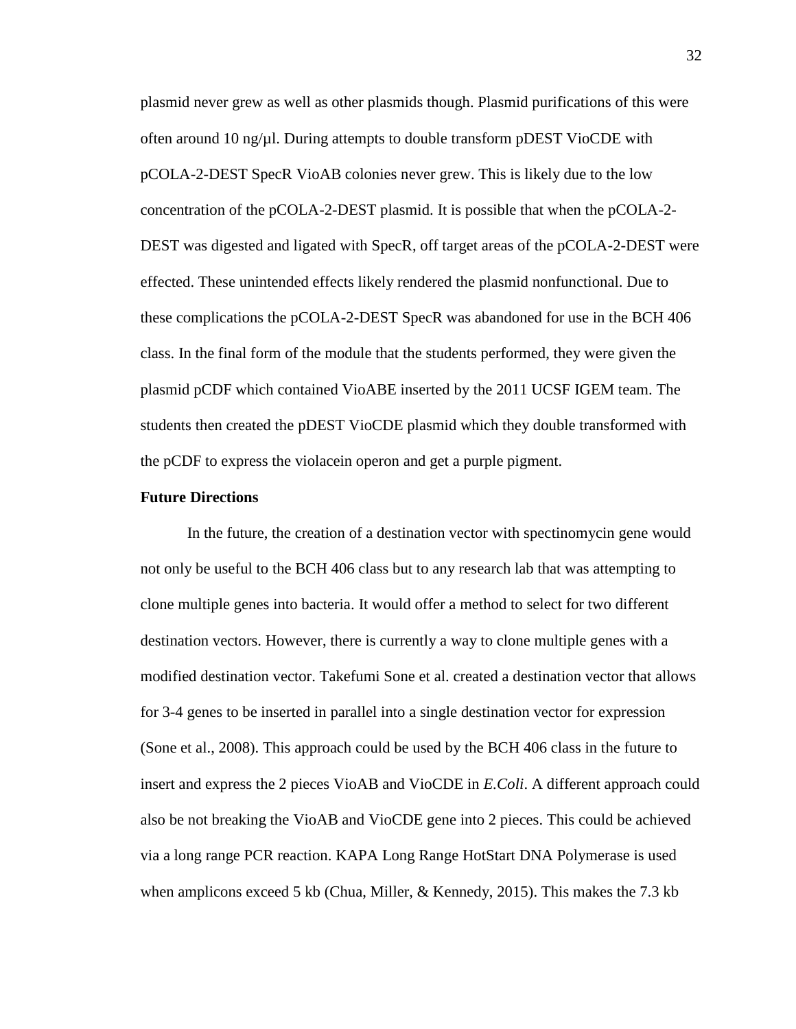plasmid never grew as well as other plasmids though. Plasmid purifications of this were often around 10 ng/µl. During attempts to double transform pDEST VioCDE with pCOLA-2-DEST SpecR VioAB colonies never grew. This is likely due to the low concentration of the pCOLA-2-DEST plasmid. It is possible that when the pCOLA-2-DEST was digested and ligated with SpecR, off target areas of the pCOLA-2-DEST were effected. These unintended effects likely rendered the plasmid nonfunctional. Due to these complications the pCOLA-2-DEST SpecR was abandoned for use in the BCH 406 class. In the final form of the module that the students performed, they were given the plasmid pCDF which contained VioABE inserted by the 2011 UCSF IGEM team. The students then created the pDEST VioCDE plasmid which they double transformed with the pCDF to express the violacein operon and get a purple pigment.

**Future Directions**

In the future, the creation of a destination vector with spectinomycin gene would not only be useful to the BCH 406 class but to any research lab that was attempting to clone multiple genes into bacteria. It would offer a method to select for two different destination vectors. However, there is currently a way to clone multiple genes with a modified destination vector. Takefumi Sone et al. created a destination vector that allows for 3-4 genes to be inserted in parallel into a single destination vector for expression (Sone et al., 2008). This approach could be used by the BCH 406 class in the future to insert and express the 2 pieces VioAB and VioCDE in *E.Coli*. A different approach could also be not breaking the VioAB and VioCDE gene into 2 pieces. This could be achieved via a long range PCR reaction. KAPA Long Range HotStart DNA Polymerase is used when amplicons exceed 5 kb (Chua, Miller, & Kennedy, 2015). This makes the 7.3 kb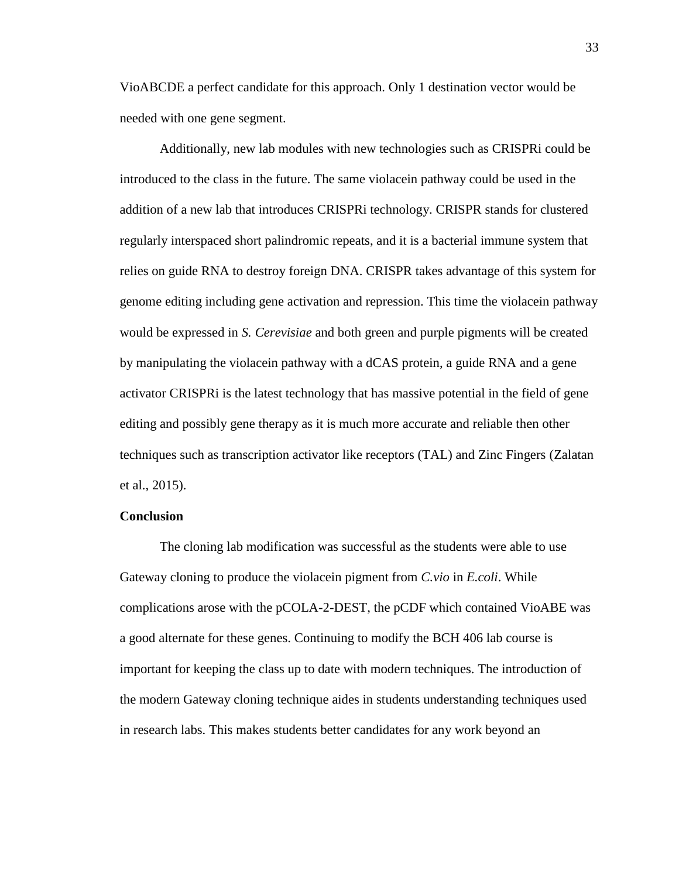VioABCDE a perfect candidate for this approach. Only 1 destination vector would be needed with one gene segment.

Additionally, new lab modules with new technologies such as CRISPRi could be introduced to the class in the future. The same violacein pathway could be used in the addition of a new lab that introduces CRISPRi technology. CRISPR stands for clustered regularly interspaced short palindromic repeats, and it is a bacterial immune system that relies on guide RNA to destroy foreign DNA. CRISPR takes advantage of this system for genome editing including gene activation and repression. This time the violacein pathway would be expressed in *S. Cerevisiae* and both green and purple pigments will be created by manipulating the violacein pathway with a dCAS protein, a guide RNA and a gene activator CRISPRi is the latest technology that has massive potential in the field of gene editing and possibly gene therapy as it is much more accurate and reliable then other techniques such as transcription activator like receptors (TAL) and Zinc Fingers (Zalatan et al., 2015).

**Conclusion**

The cloning lab modification was successful as the students were able to use Gateway cloning to produce the violacein pigment from *C.vio* in *E.coli*. While complications arose with the pCOLA-2-DEST, the pCDF which contained VioABE was a good alternate for these genes. Continuing to modify the BCH 406 lab course is important for keeping the class up to date with modern techniques. The introduction of the modern Gateway cloning technique aides in students understanding techniques used in research labs. This makes students better candidates for any work beyond an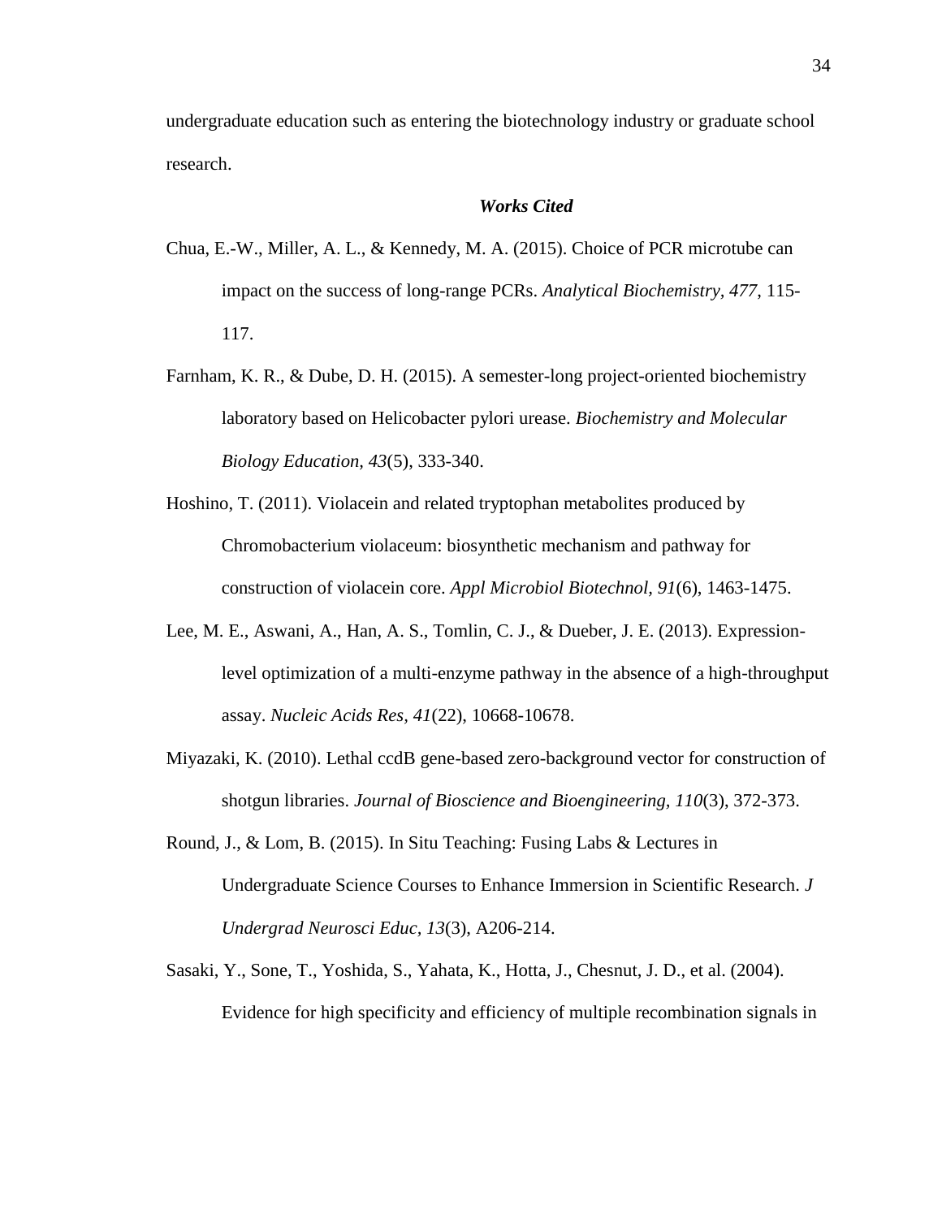undergraduate education such as entering the biotechnology industry or graduate school research.

### ***Works Cited***

Chua, E.-W., Miller, A. L., & Kennedy, M. A. (2015). Choice of PCR microtube can impact on the success of long-range PCRs. *Analytical Biochemistry, 477*, 115-117.

Farnham, K. R., & Dube, D. H. (2015). A semester-long project-oriented biochemistry laboratory based on Helicobacter pylori urease. *Biochemistry and Molecular Biology Education, 43*(5), 333-340.

Hoshino, T. (2011). Violacein and related tryptophan metabolites produced by Chromobacterium violaceum: biosynthetic mechanism and pathway for construction of violacein core. *Appl Microbiol Biotechnol, 91*(6), 1463-1475.

Lee, M. E., Aswani, A., Han, A. S., Tomlin, C. J., & Dueber, J. E. (2013). Expression-level optimization of a multi-enzyme pathway in the absence of a high-throughput assay. *Nucleic Acids Res, 41*(22), 10668-10678.

Miyazaki, K. (2010). Lethal ccdB gene-based zero-background vector for construction of shotgun libraries. *Journal of Bioscience and Bioengineering, 110*(3), 372-373.

Round, J., & Lom, B. (2015). In Situ Teaching: Fusing Labs & Lectures in Undergraduate Science Courses to Enhance Immersion in Scientific Research. *J Undergrad Neurosci Educ, 13*(3), A206-214.

Sasaki, Y., Sone, T., Yoshida, S., Yahata, K., Hotta, J., Chesnut, J. D., et al. (2004). Evidence for high specificity and efficiency of multiple recombination signals in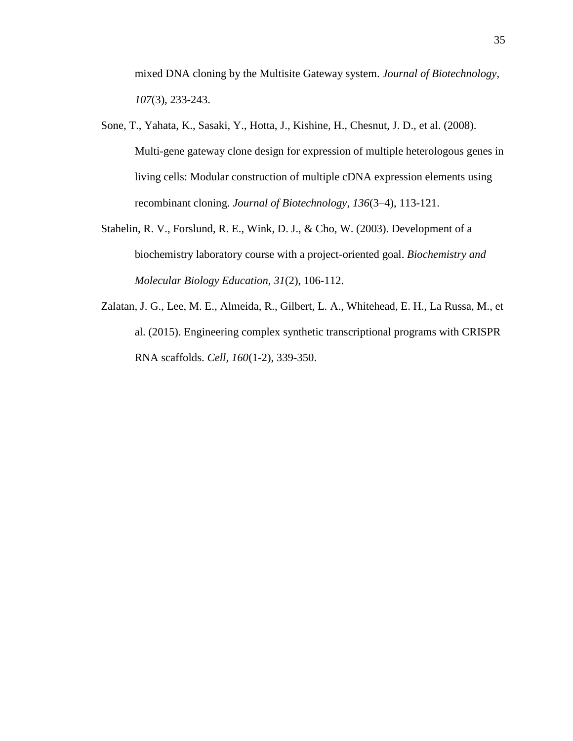mixed DNA cloning by the Multisite Gateway system. *Journal of Biotechnology, 107*(3), 233-243.

Sone, T., Yahata, K., Sasaki, Y., Hotta, J., Kishine, H., Chesnut, J. D., et al. (2008). Multi-gene gateway clone design for expression of multiple heterologous genes in living cells: Modular construction of multiple cDNA expression elements using recombinant cloning. *Journal of Biotechnology, 136*(3–4), 113-121.

Stahelin, R. V., Forslund, R. E., Wink, D. J., & Cho, W. (2003). Development of a biochemistry laboratory course with a project-oriented goal. *Biochemistry and Molecular Biology Education, 31*(2), 106-112.

Zalatan, J. G., Lee, M. E., Almeida, R., Gilbert, L. A., Whitehead, E. H., La Russa, M., et al. (2015). Engineering complex synthetic transcriptional programs with CRISPR RNA scaffolds. *Cell, 160*(1-2), 339-350.